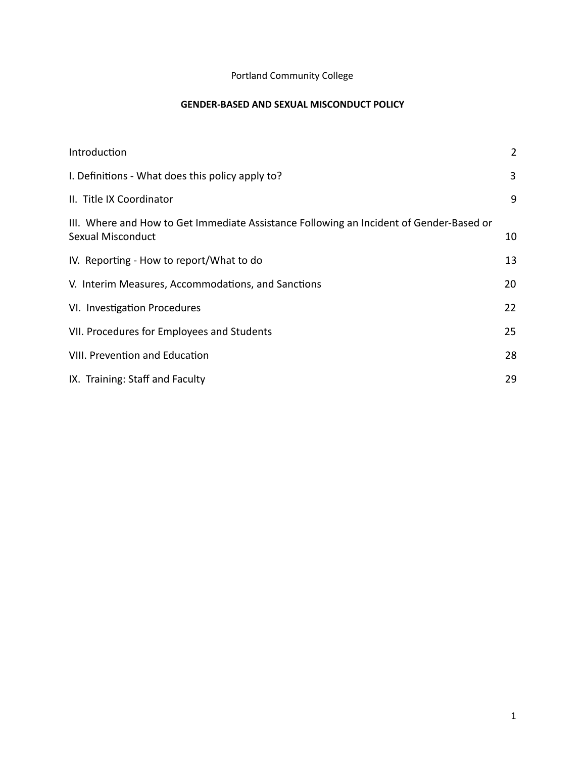Portland Community College

# GENDER-BASED AND SEXUAL MISCONDUCT POLICY

| | |
|---|---|
| Introduction | 2 |
| I. Definitions - What does this policy apply to? | 3 |
| II. Title IX Coordinator | 9 |
| III. Where and How to Get Immediate Assistance Following an Incident of Gender-Based or Sexual Misconduct | 10 |
| IV. Reporting - How to report/What to do | 13 |
| V. Interim Measures, Accommodations, and Sanctions | 20 |
| VI. Investigation Procedures | 22 |
| VII. Procedures for Employees and Students | 25 |
| VIII. Prevention and Education | 28 |
| IX. Training: Staff and Faculty | 29 |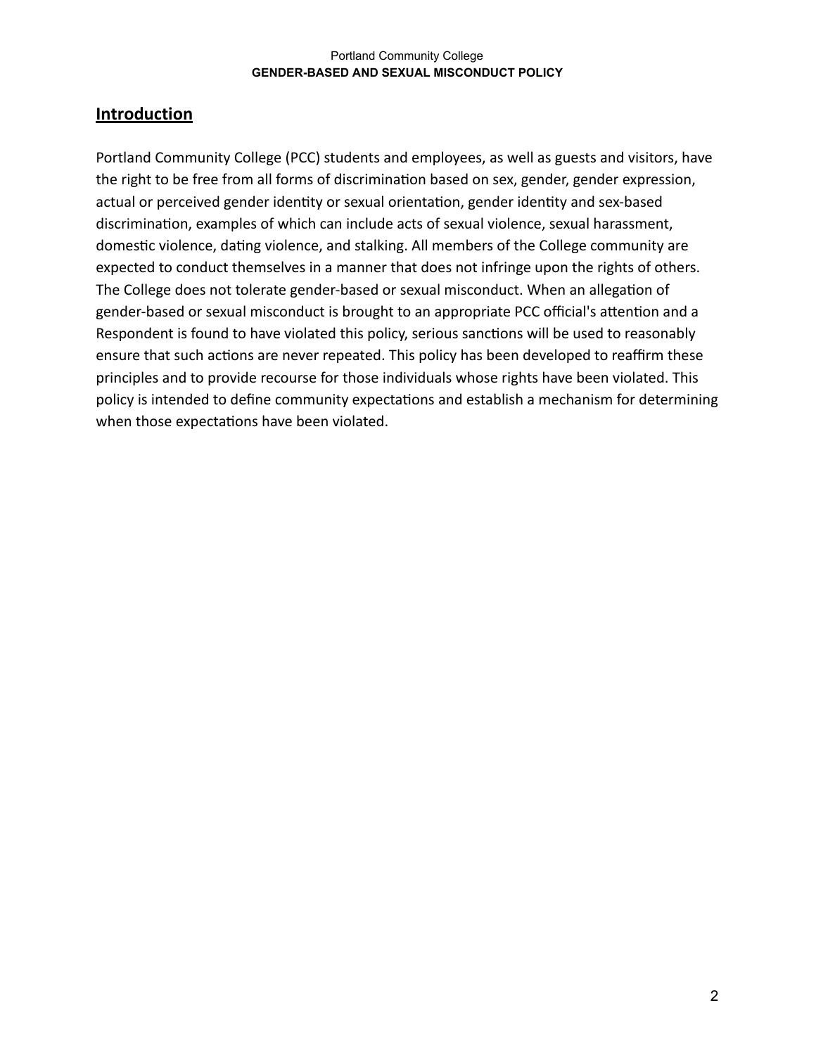## Introduction

Portland Community College (PCC) students and employees, as well as guests and visitors, have the right to be free from all forms of discrimination based on sex, gender, gender expression, actual or perceived gender identity or sexual orientation, gender identity and sex-based discrimination, examples of which can include acts of sexual violence, sexual harassment, domestic violence, dating violence, and stalking. All members of the College community are expected to conduct themselves in a manner that does not infringe upon the rights of others. The College does not tolerate gender-based or sexual misconduct. When an allegation of gender-based or sexual misconduct is brought to an appropriate PCC official's attention and a Respondent is found to have violated this policy, serious sanctions will be used to reasonably ensure that such actions are never repeated. This policy has been developed to reaffirm these principles and to provide recourse for those individuals whose rights have been violated. This policy is intended to define community expectations and establish a mechanism for determining when those expectations have been violated.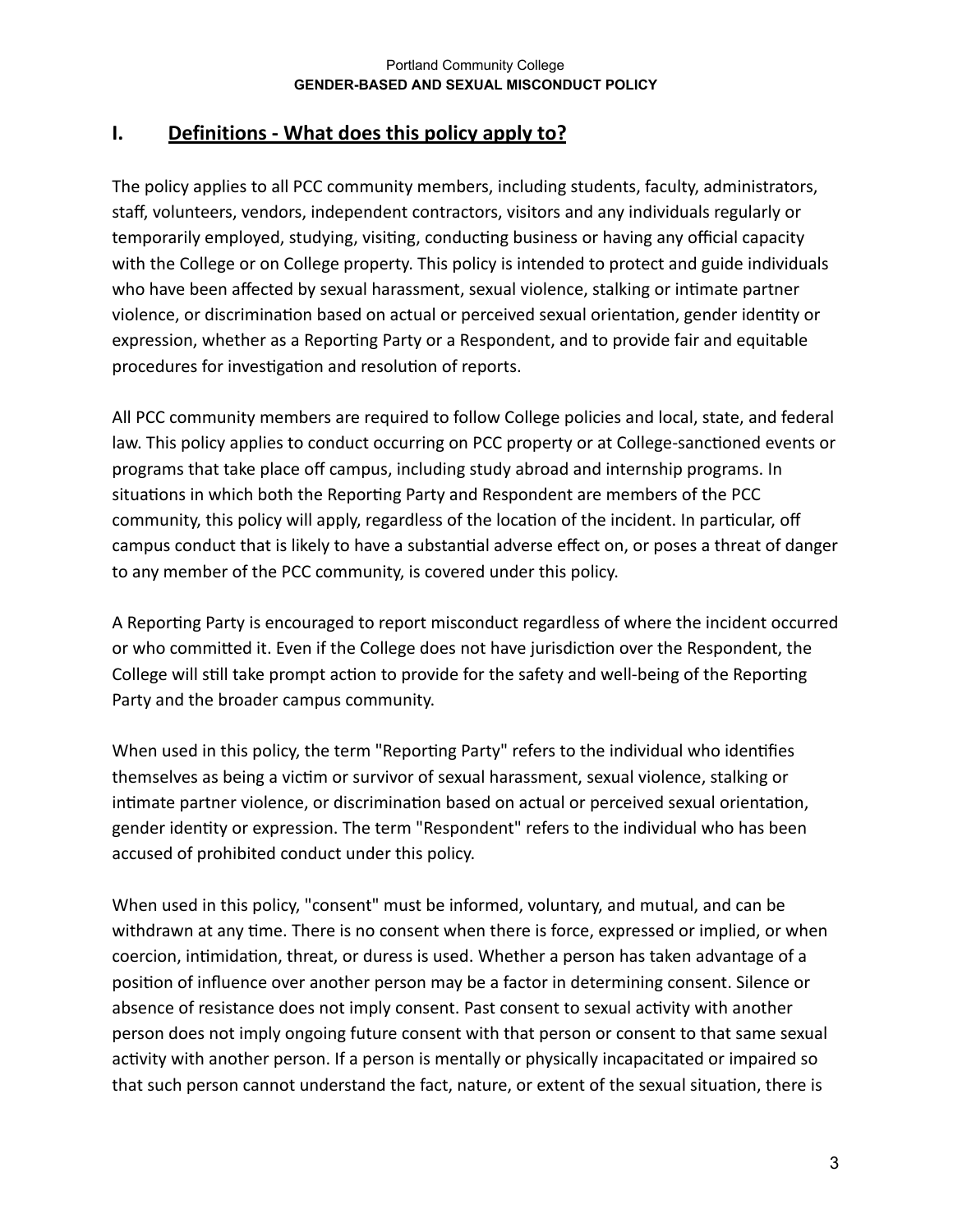## I. Definitions - What does this policy apply to?

The policy applies to all PCC community members, including students, faculty, administrators, staff, volunteers, vendors, independent contractors, visitors and any individuals regularly or temporarily employed, studying, visiting, conducting business or having any official capacity with the College or on College property. This policy is intended to protect and guide individuals who have been affected by sexual harassment, sexual violence, stalking or intimate partner violence, or discrimination based on actual or perceived sexual orientation, gender identity or expression, whether as a Reporting Party or a Respondent, and to provide fair and equitable procedures for investigation and resolution of reports.

All PCC community members are required to follow College policies and local, state, and federal law. This policy applies to conduct occurring on PCC property or at College-sanctioned events or programs that take place off campus, including study abroad and internship programs. In situations in which both the Reporting Party and Respondent are members of the PCC community, this policy will apply, regardless of the location of the incident. In particular, off campus conduct that is likely to have a substantial adverse effect on, or poses a threat of danger to any member of the PCC community, is covered under this policy.

A Reporting Party is encouraged to report misconduct regardless of where the incident occurred or who committed it. Even if the College does not have jurisdiction over the Respondent, the College will still take prompt action to provide for the safety and well-being of the Reporting Party and the broader campus community.

When used in this policy, the term "Reporting Party" refers to the individual who identifies themselves as being a victim or survivor of sexual harassment, sexual violence, stalking or intimate partner violence, or discrimination based on actual or perceived sexual orientation, gender identity or expression. The term "Respondent" refers to the individual who has been accused of prohibited conduct under this policy.

When used in this policy, "consent" must be informed, voluntary, and mutual, and can be withdrawn at any time. There is no consent when there is force, expressed or implied, or when coercion, intimidation, threat, or duress is used. Whether a person has taken advantage of a position of influence over another person may be a factor in determining consent. Silence or absence of resistance does not imply consent. Past consent to sexual activity with another person does not imply ongoing future consent with that person or consent to that same sexual activity with another person. If a person is mentally or physically incapacitated or impaired so that such person cannot understand the fact, nature, or extent of the sexual situation, there is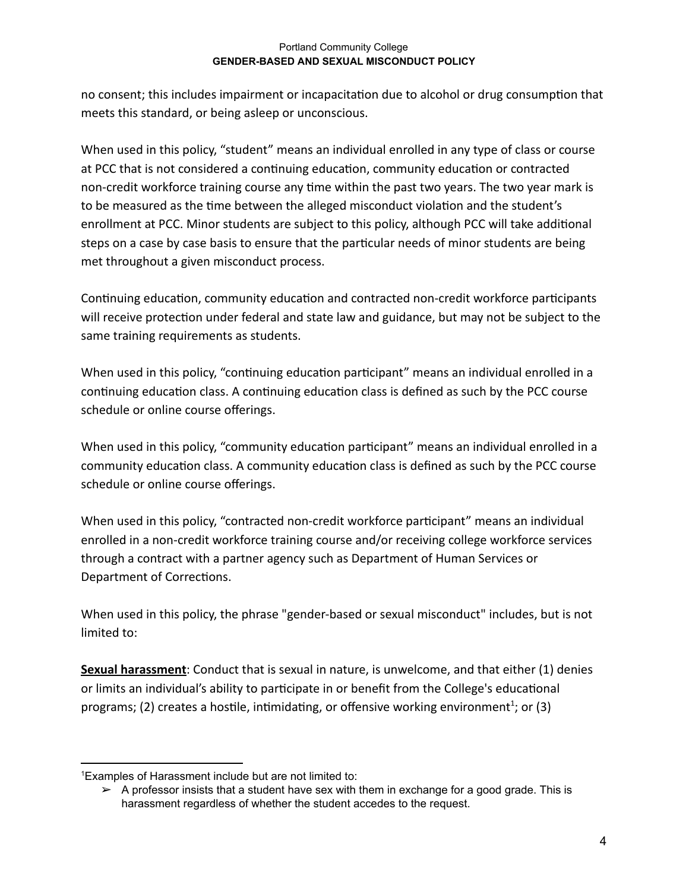no consent; this includes impairment or incapacitation due to alcohol or drug consumption that meets this standard, or being asleep or unconscious.

When used in this policy, "student" means an individual enrolled in any type of class or course at PCC that is not considered a continuing education, community education or contracted non-credit workforce training course any time within the past two years. The two year mark is to be measured as the time between the alleged misconduct violation and the student's enrollment at PCC. Minor students are subject to this policy, although PCC will take additional steps on a case by case basis to ensure that the particular needs of minor students are being met throughout a given misconduct process.

Continuing education, community education and contracted non-credit workforce participants will receive protection under federal and state law and guidance, but may not be subject to the same training requirements as students.

When used in this policy, "continuing education participant" means an individual enrolled in a continuing education class. A continuing education class is defined as such by the PCC course schedule or online course offerings.

When used in this policy, "community education participant" means an individual enrolled in a community education class. A community education class is defined as such by the PCC course schedule or online course offerings.

When used in this policy, "contracted non-credit workforce participant" means an individual enrolled in a non-credit workforce training course and/or receiving college workforce services through a contract with a partner agency such as Department of Human Services or Department of Corrections.

When used in this policy, the phrase "gender-based or sexual misconduct" includes, but is not limited to:

**<u>Sexual harassment</u>**: Conduct that is sexual in nature, is unwelcome, and that either (1) denies or limits an individual's ability to participate in or benefit from the College's educational programs; (2) creates a hostile, intimidating, or offensive working environment[1]; or (3)

---

[1]Examples of Harassment include but are not limited to:

- A professor insists that a student have sex with them in exchange for a good grade. This is harassment regardless of whether the student accedes to the request.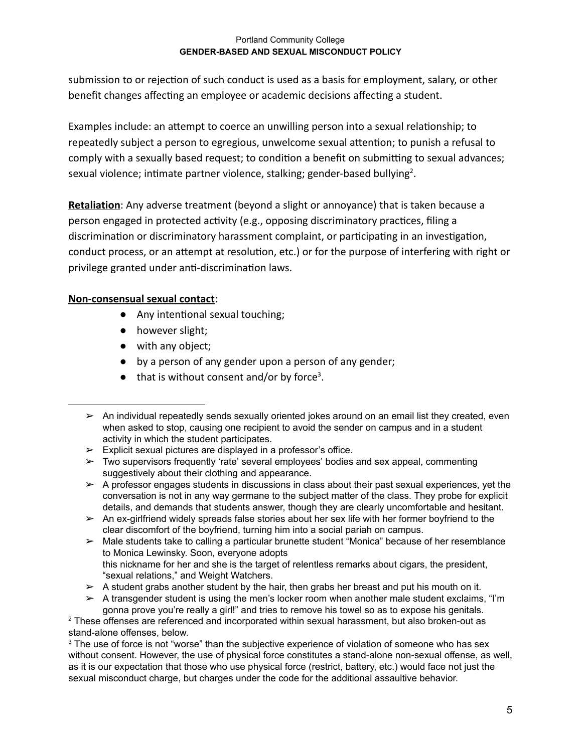submission to or rejection of such conduct is used as a basis for employment, salary, or other benefit changes affecting an employee or academic decisions affecting a student.

Examples include: an attempt to coerce an unwilling person into a sexual relationship; to repeatedly subject a person to egregious, unwelcome sexual attention; to punish a refusal to comply with a sexually based request; to condition a benefit on submitting to sexual advances; sexual violence; intimate partner violence, stalking; gender-based bullying[2].

**Retaliation**: Any adverse treatment (beyond a slight or annoyance) that is taken because a person engaged in protected activity (e.g., opposing discriminatory practices, filing a discrimination or discriminatory harassment complaint, or participating in an investigation, conduct process, or an attempt at resolution, etc.) or for the purpose of interfering with right or privilege granted under anti-discrimination laws.

**Non-consensual sexual contact**:

- Any intentional sexual touching;
- however slight;
- with any object;
- by a person of any gender upon a person of any gender;
- that is without consent and/or by force[3].

---

- ➢ An individual repeatedly sends sexually oriented jokes around on an email list they created, even when asked to stop, causing one recipient to avoid the sender on campus and in a student activity in which the student participates.
- ➢ Explicit sexual pictures are displayed in a professor's office.
- ➢ Two supervisors frequently 'rate' several employees' bodies and sex appeal, commenting suggestively about their clothing and appearance.
- ➢ A professor engages students in discussions in class about their past sexual experiences, yet the conversation is not in any way germane to the subject matter of the class. They probe for explicit details, and demands that students answer, though they are clearly uncomfortable and hesitant.
- ➢ An ex-girlfriend widely spreads false stories about her sex life with her former boyfriend to the clear discomfort of the boyfriend, turning him into a social pariah on campus.
- ➢ Male students take to calling a particular brunette student "Monica" because of her resemblance to Monica Lewinsky. Soon, everyone adopts this nickname for her and she is the target of relentless remarks about cigars, the president, "sexual relations," and Weight Watchers.
- ➢ A student grabs another student by the hair, then grabs her breast and put his mouth on it.
- ➢ A transgender student is using the men's locker room when another male student exclaims, "I'm gonna prove you're really a girl!" and tries to remove his towel so as to expose his genitals.

[2] These offenses are referenced and incorporated within sexual harassment, but also broken-out as stand-alone offenses, below.

[3] The use of force is not "worse" than the subjective experience of violation of someone who has sex without consent. However, the use of physical force constitutes a stand-alone non-sexual offense, as well, as it is our expectation that those who use physical force (restrict, battery, etc.) would face not just the sexual misconduct charge, but charges under the code for the additional assaultive behavior.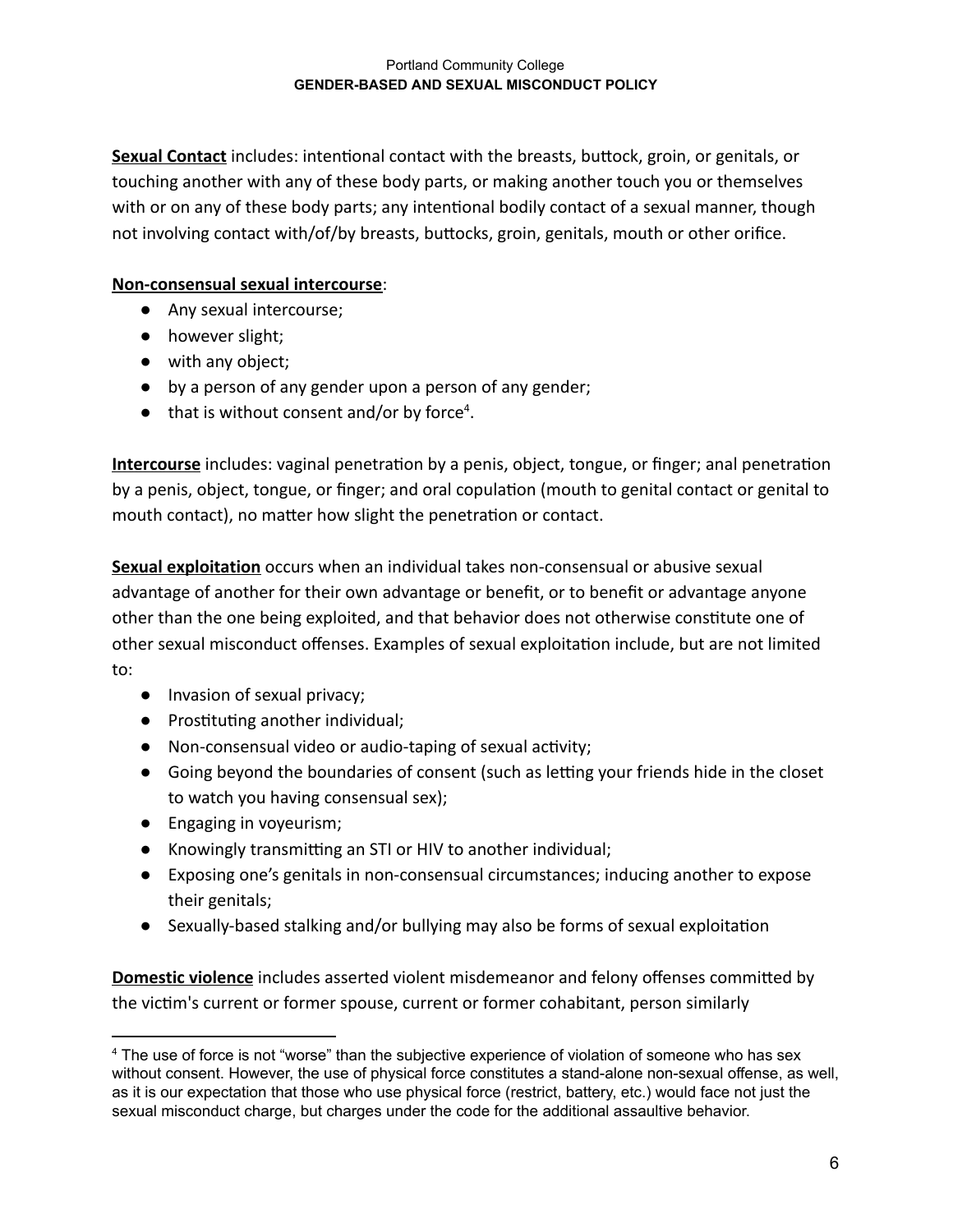**Sexual Contact** includes: intentional contact with the breasts, buttock, groin, or genitals, or touching another with any of these body parts, or making another touch you or themselves with or on any of these body parts; any intentional bodily contact of a sexual manner, though not involving contact with/of/by breasts, buttocks, groin, genitals, mouth or other orifice.

**Non-consensual sexual intercourse**:

- Any sexual intercourse;
- however slight;
- with any object;
- by a person of any gender upon a person of any gender;
- that is without consent and/or by force[4].

**Intercourse** includes: vaginal penetration by a penis, object, tongue, or finger; anal penetration by a penis, object, tongue, or finger; and oral copulation (mouth to genital contact or genital to mouth contact), no matter how slight the penetration or contact.

**Sexual exploitation** occurs when an individual takes non-consensual or abusive sexual advantage of another for their own advantage or benefit, or to benefit or advantage anyone other than the one being exploited, and that behavior does not otherwise constitute one of other sexual misconduct offenses. Examples of sexual exploitation include, but are not limited to:

- Invasion of sexual privacy;
- Prostituting another individual;
- Non-consensual video or audio-taping of sexual activity;
- Going beyond the boundaries of consent (such as letting your friends hide in the closet to watch you having consensual sex);
- Engaging in voyeurism;
- Knowingly transmitting an STI or HIV to another individual;
- Exposing one's genitals in non-consensual circumstances; inducing another to expose their genitals;
- Sexually-based stalking and/or bullying may also be forms of sexual exploitation

**Domestic violence** includes asserted violent misdemeanor and felony offenses committed by the victim's current or former spouse, current or former cohabitant, person similarly

[4] The use of force is not "worse" than the subjective experience of violation of someone who has sex without consent. However, the use of physical force constitutes a stand-alone non-sexual offense, as well, as it is our expectation that those who use physical force (restrict, battery, etc.) would face not just the sexual misconduct charge, but charges under the code for the additional assaultive behavior.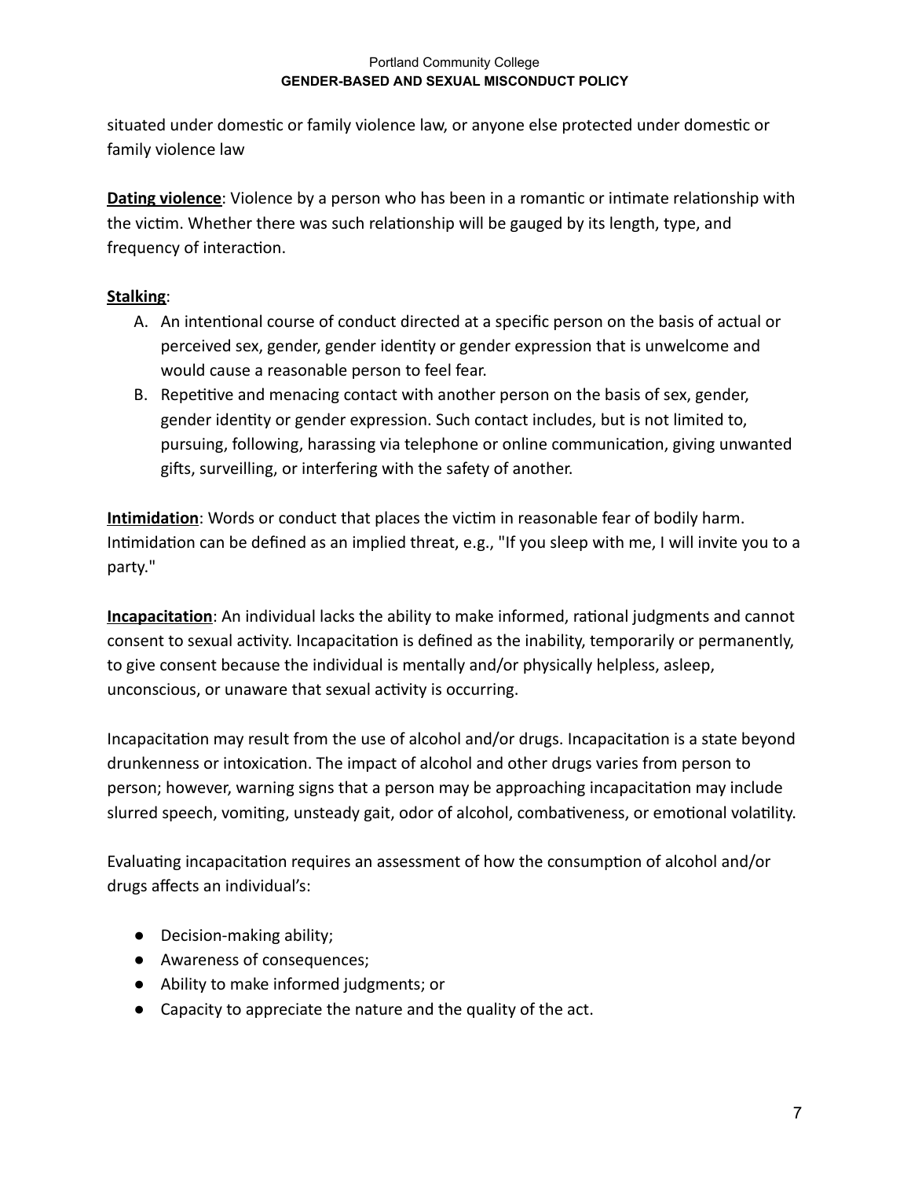situated under domestic or family violence law, or anyone else protected under domestic or family violence law

**Dating violence**: Violence by a person who has been in a romantic or intimate relationship with the victim. Whether there was such relationship will be gauged by its length, type, and frequency of interaction.

**Stalking**:

A. An intentional course of conduct directed at a specific person on the basis of actual or perceived sex, gender, gender identity or gender expression that is unwelcome and would cause a reasonable person to feel fear.
B. Repetitive and menacing contact with another person on the basis of sex, gender, gender identity or gender expression. Such contact includes, but is not limited to, pursuing, following, harassing via telephone or online communication, giving unwanted gifts, surveilling, or interfering with the safety of another.

**Intimidation**: Words or conduct that places the victim in reasonable fear of bodily harm. Intimidation can be defined as an implied threat, e.g., "If you sleep with me, I will invite you to a party."

**Incapacitation**: An individual lacks the ability to make informed, rational judgments and cannot consent to sexual activity. Incapacitation is defined as the inability, temporarily or permanently, to give consent because the individual is mentally and/or physically helpless, asleep, unconscious, or unaware that sexual activity is occurring.

Incapacitation may result from the use of alcohol and/or drugs. Incapacitation is a state beyond drunkenness or intoxication. The impact of alcohol and other drugs varies from person to person; however, warning signs that a person may be approaching incapacitation may include slurred speech, vomiting, unsteady gait, odor of alcohol, combativeness, or emotional volatility.

Evaluating incapacitation requires an assessment of how the consumption of alcohol and/or drugs affects an individual's:

- Decision-making ability;
- Awareness of consequences;
- Ability to make informed judgments; or
- Capacity to appreciate the nature and the quality of the act.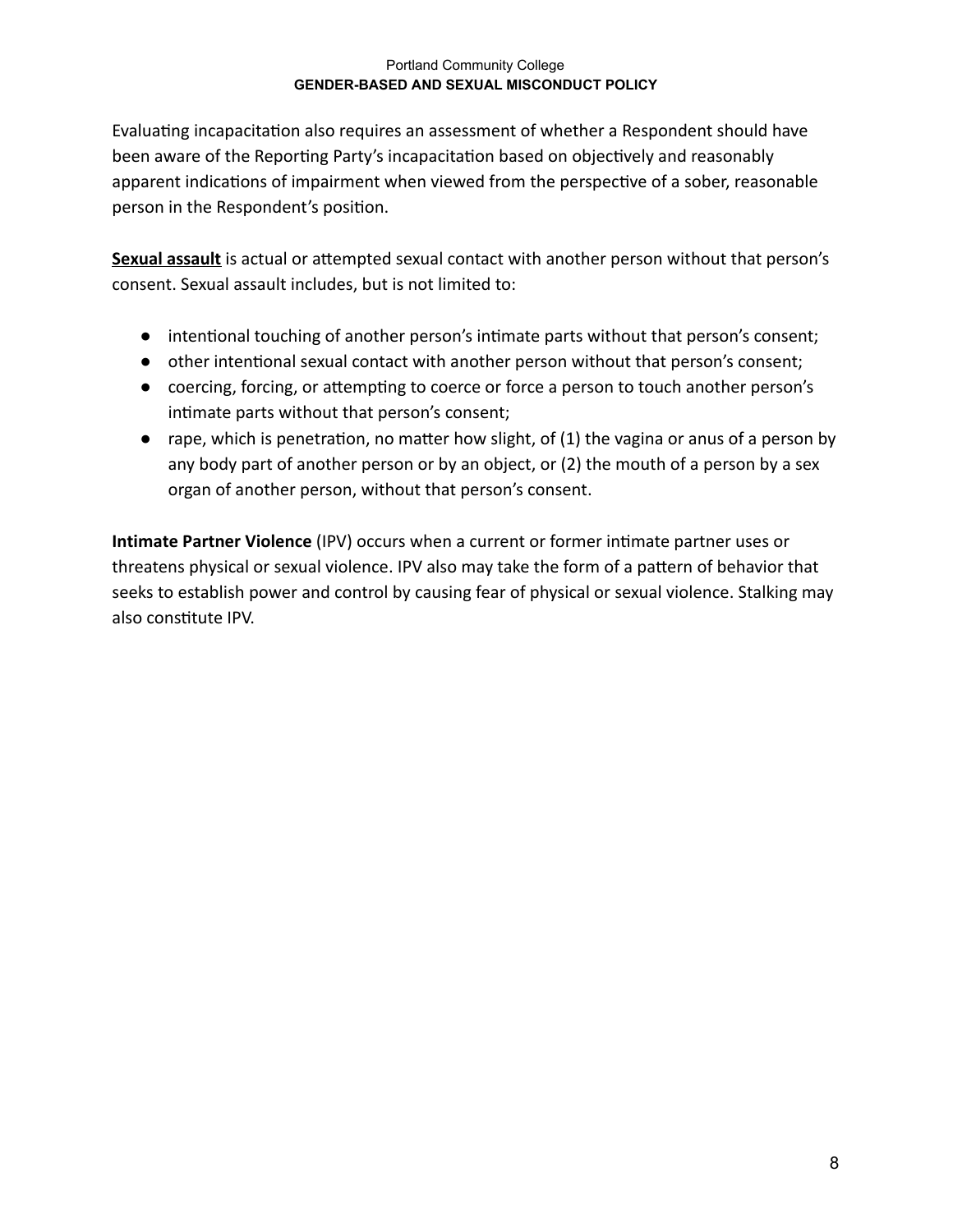Evaluating incapacitation also requires an assessment of whether a Respondent should have been aware of the Reporting Party's incapacitation based on objectively and reasonably apparent indications of impairment when viewed from the perspective of a sober, reasonable person in the Respondent's position.

**Sexual assault** is actual or attempted sexual contact with another person without that person's consent. Sexual assault includes, but is not limited to:

- intentional touching of another person's intimate parts without that person's consent;
- other intentional sexual contact with another person without that person's consent;
- coercing, forcing, or attempting to coerce or force a person to touch another person's intimate parts without that person's consent;
- rape, which is penetration, no matter how slight, of (1) the vagina or anus of a person by any body part of another person or by an object, or (2) the mouth of a person by a sex organ of another person, without that person's consent.

**Intimate Partner Violence** (IPV) occurs when a current or former intimate partner uses or threatens physical or sexual violence. IPV also may take the form of a pattern of behavior that seeks to establish power and control by causing fear of physical or sexual violence. Stalking may also constitute IPV.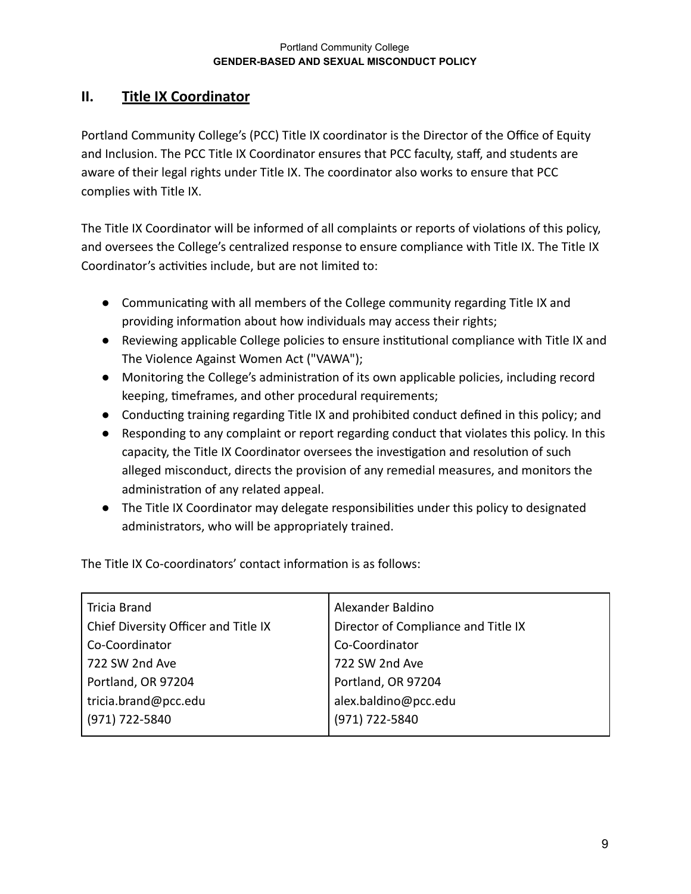## II. Title IX Coordinator

Portland Community College's (PCC) Title IX coordinator is the Director of the Office of Equity and Inclusion. The PCC Title IX Coordinator ensures that PCC faculty, staff, and students are aware of their legal rights under Title IX. The coordinator also works to ensure that PCC complies with Title IX.

The Title IX Coordinator will be informed of all complaints or reports of violations of this policy, and oversees the College's centralized response to ensure compliance with Title IX. The Title IX Coordinator's activities include, but are not limited to:

- Communicating with all members of the College community regarding Title IX and providing information about how individuals may access their rights;
- Reviewing applicable College policies to ensure institutional compliance with Title IX and The Violence Against Women Act ("VAWA");
- Monitoring the College's administration of its own applicable policies, including record keeping, timeframes, and other procedural requirements;
- Conducting training regarding Title IX and prohibited conduct defined in this policy; and
- Responding to any complaint or report regarding conduct that violates this policy. In this capacity, the Title IX Coordinator oversees the investigation and resolution of such alleged misconduct, directs the provision of any remedial measures, and monitors the administration of any related appeal.
- The Title IX Coordinator may delegate responsibilities under this policy to designated administrators, who will be appropriately trained.

The Title IX Co-coordinators' contact information is as follows:

| | |
|---|---|
| Tricia Brand<br>Chief Diversity Officer and Title IX Co-Coordinator<br>722 SW 2nd Ave<br>Portland, OR 97204<br>tricia.brand@pcc.edu<br>(971) 722-5840 | Alexander Baldino<br>Director of Compliance and Title IX Co-Coordinator<br>722 SW 2nd Ave<br>Portland, OR 97204<br>alex.baldino@pcc.edu<br>(971) 722-5840 |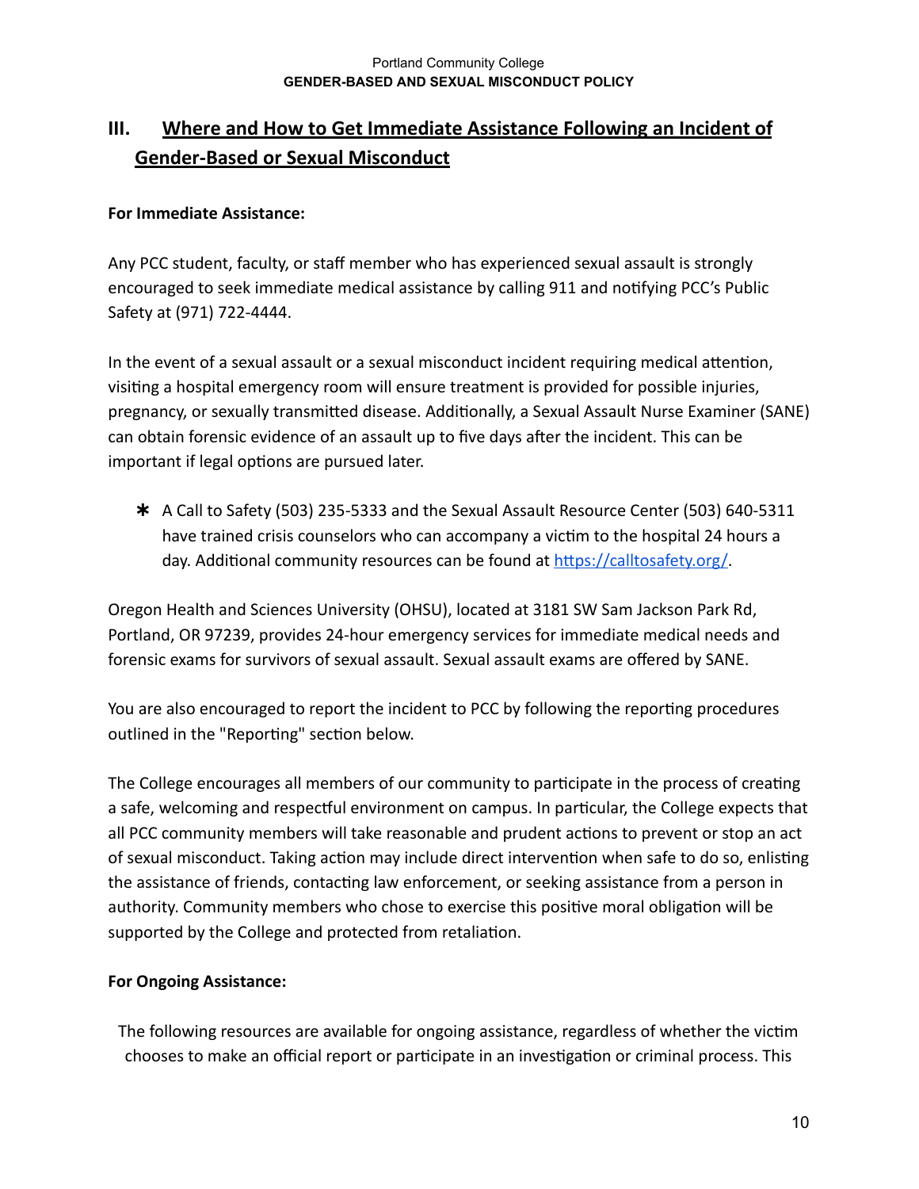## III. Where and How to Get Immediate Assistance Following an Incident of Gender-Based or Sexual Misconduct

**For Immediate Assistance:**

Any PCC student, faculty, or staff member who has experienced sexual assault is strongly encouraged to seek immediate medical assistance by calling 911 and notifying PCC's Public Safety at (971) 722-4444.

In the event of a sexual assault or a sexual misconduct incident requiring medical attention, visiting a hospital emergency room will ensure treatment is provided for possible injuries, pregnancy, or sexually transmitted disease. Additionally, a Sexual Assault Nurse Examiner (SANE) can obtain forensic evidence of an assault up to five days after the incident. This can be important if legal options are pursued later.

- A Call to Safety (503) 235-5333 and the Sexual Assault Resource Center (503) 640-5311 have trained crisis counselors who can accompany a victim to the hospital 24 hours a day. Additional community resources can be found at [https://calltosafety.org/](https://calltosafety.org/).

Oregon Health and Sciences University (OHSU), located at 3181 SW Sam Jackson Park Rd, Portland, OR 97239, provides 24-hour emergency services for immediate medical needs and forensic exams for survivors of sexual assault. Sexual assault exams are offered by SANE.

You are also encouraged to report the incident to PCC by following the reporting procedures outlined in the "Reporting" section below.

The College encourages all members of our community to participate in the process of creating a safe, welcoming and respectful environment on campus. In particular, the College expects that all PCC community members will take reasonable and prudent actions to prevent or stop an act of sexual misconduct. Taking action may include direct intervention when safe to do so, enlisting the assistance of friends, contacting law enforcement, or seeking assistance from a person in authority. Community members who chose to exercise this positive moral obligation will be supported by the College and protected from retaliation.

**For Ongoing Assistance:**

The following resources are available for ongoing assistance, regardless of whether the victim chooses to make an official report or participate in an investigation or criminal process. This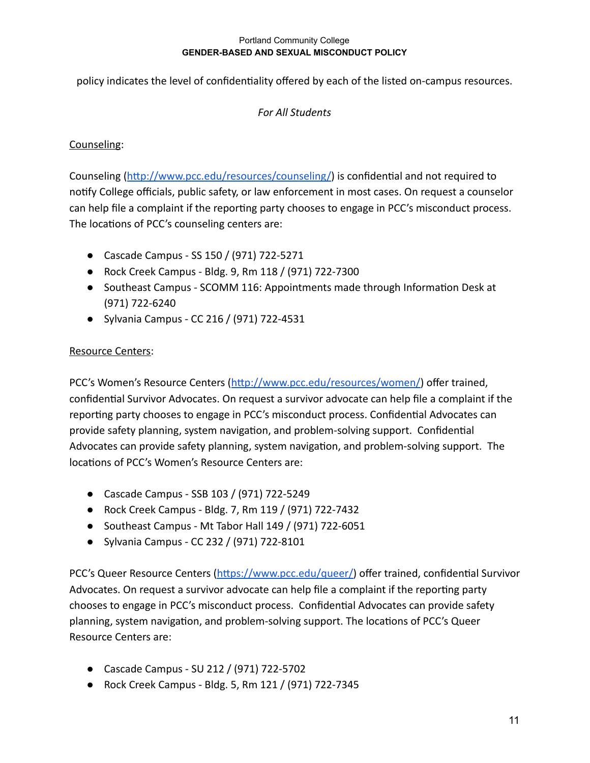policy indicates the level of confidentiality offered by each of the listed on-campus resources.

*For All Students*

Counseling:

Counseling (http://www.pcc.edu/resources/counseling/) is confidential and not required to notify College officials, public safety, or law enforcement in most cases. On request a counselor can help file a complaint if the reporting party chooses to engage in PCC's misconduct process. The locations of PCC's counseling centers are:

- Cascade Campus - SS 150 / (971) 722-5271
- Rock Creek Campus - Bldg. 9, Rm 118 / (971) 722-7300
- Southeast Campus - SCOMM 116: Appointments made through Information Desk at (971) 722-6240
- Sylvania Campus - CC 216 / (971) 722-4531

Resource Centers:

PCC's Women's Resource Centers (http://www.pcc.edu/resources/women/) offer trained, confidential Survivor Advocates. On request a survivor advocate can help file a complaint if the reporting party chooses to engage in PCC's misconduct process. Confidential Advocates can provide safety planning, system navigation, and problem-solving support. Confidential Advocates can provide safety planning, system navigation, and problem-solving support. The locations of PCC's Women's Resource Centers are:

- Cascade Campus - SSB 103 / (971) 722-5249
- Rock Creek Campus - Bldg. 7, Rm 119 / (971) 722-7432
- Southeast Campus - Mt Tabor Hall 149 / (971) 722-6051
- Sylvania Campus - CC 232 / (971) 722-8101

PCC's Queer Resource Centers (https://www.pcc.edu/queer/) offer trained, confidential Survivor Advocates. On request a survivor advocate can help file a complaint if the reporting party chooses to engage in PCC's misconduct process. Confidential Advocates can provide safety planning, system navigation, and problem-solving support. The locations of PCC's Queer Resource Centers are:

- Cascade Campus - SU 212 / (971) 722-5702
- Rock Creek Campus - Bldg. 5, Rm 121 / (971) 722-7345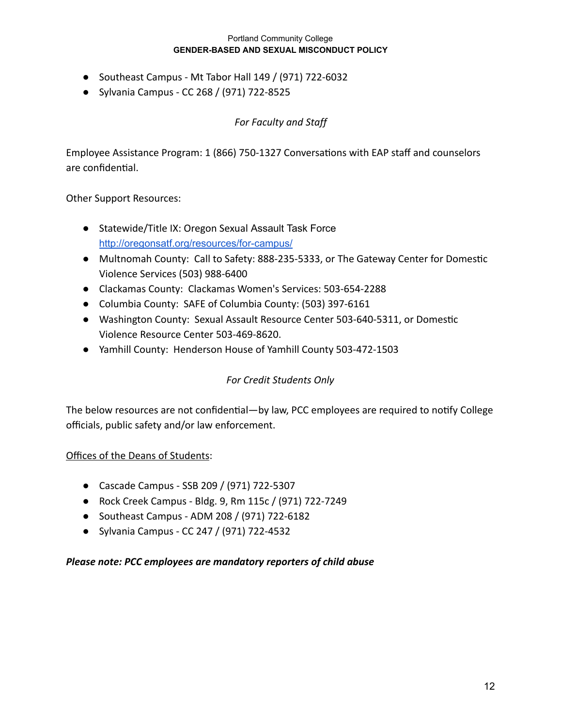- Southeast Campus - Mt Tabor Hall 149 / (971) 722-6032
- Sylvania Campus - CC 268 / (971) 722-8525

*For Faculty and Staff*

Employee Assistance Program: 1 (866) 750-1327 Conversations with EAP staff and counselors are confidential.

Other Support Resources:

- Statewide/Title IX: Oregon Sexual Assault Task Force http://oregonsatf.org/resources/for-campus/
- Multnomah County: Call to Safety: 888-235-5333, or The Gateway Center for Domestic Violence Services (503) 988-6400
- Clackamas County: Clackamas Women's Services: 503-654-2288
- Columbia County: SAFE of Columbia County: (503) 397-6161
- Washington County: Sexual Assault Resource Center 503-640-5311, or Domestic Violence Resource Center 503-469-8620.
- Yamhill County: Henderson House of Yamhill County 503-472-1503

*For Credit Students Only*

The below resources are not confidential—by law, PCC employees are required to notify College officials, public safety and/or law enforcement.

Offices of the Deans of Students:

- Cascade Campus - SSB 209 / (971) 722-5307
- Rock Creek Campus - Bldg. 9, Rm 115c / (971) 722-7249
- Southeast Campus - ADM 208 / (971) 722-6182
- Sylvania Campus - CC 247 / (971) 722-4532

***Please note: PCC employees are mandatory reporters of child abuse***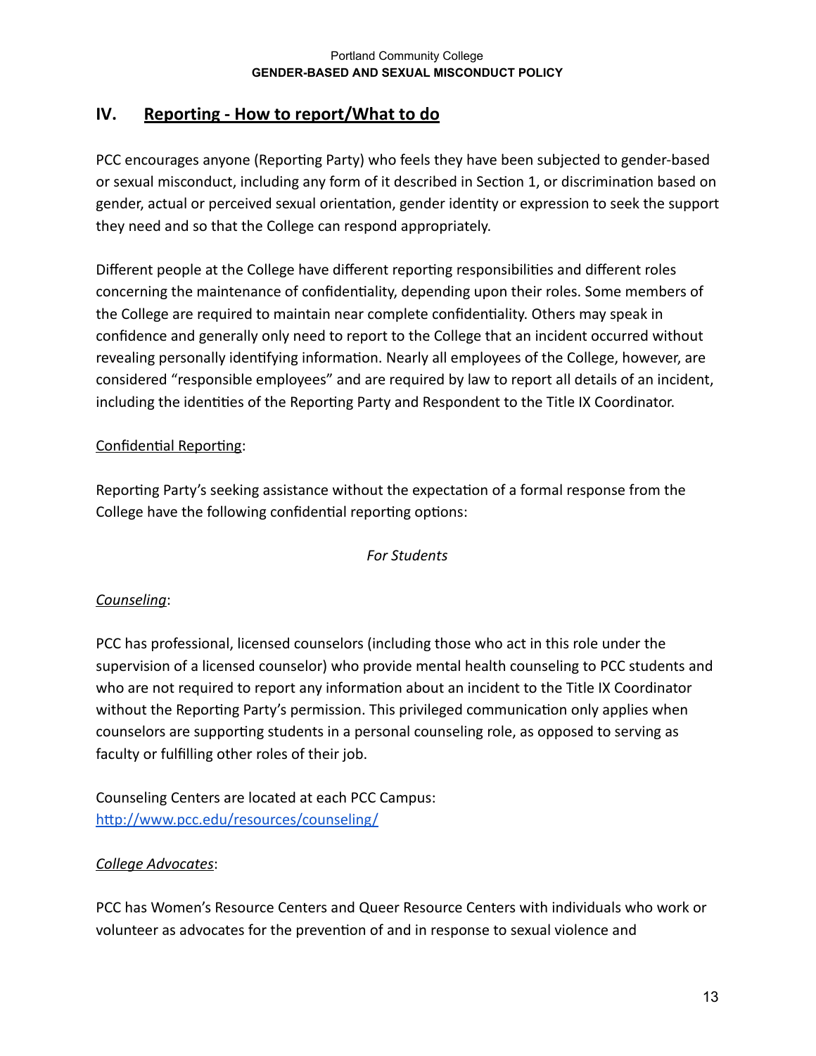## IV. Reporting - How to report/What to do

PCC encourages anyone (Reporting Party) who feels they have been subjected to gender-based or sexual misconduct, including any form of it described in Section 1, or discrimination based on gender, actual or perceived sexual orientation, gender identity or expression to seek the support they need and so that the College can respond appropriately.

Different people at the College have different reporting responsibilities and different roles concerning the maintenance of confidentiality, depending upon their roles. Some members of the College are required to maintain near complete confidentiality. Others may speak in confidence and generally only need to report to the College that an incident occurred without revealing personally identifying information. Nearly all employees of the College, however, are considered "responsible employees" and are required by law to report all details of an incident, including the identities of the Reporting Party and Respondent to the Title IX Coordinator.

Confidential Reporting:

Reporting Party's seeking assistance without the expectation of a formal response from the College have the following confidential reporting options:

*For Students*

*Counseling*:

PCC has professional, licensed counselors (including those who act in this role under the supervision of a licensed counselor) who provide mental health counseling to PCC students and who are not required to report any information about an incident to the Title IX Coordinator without the Reporting Party's permission. This privileged communication only applies when counselors are supporting students in a personal counseling role, as opposed to serving as faculty or fulfilling other roles of their job.

Counseling Centers are located at each PCC Campus:
[http://www.pcc.edu/resources/counseling/](http://www.pcc.edu/resources/counseling/)

*College Advocates*:

PCC has Women's Resource Centers and Queer Resource Centers with individuals who work or volunteer as advocates for the prevention of and in response to sexual violence and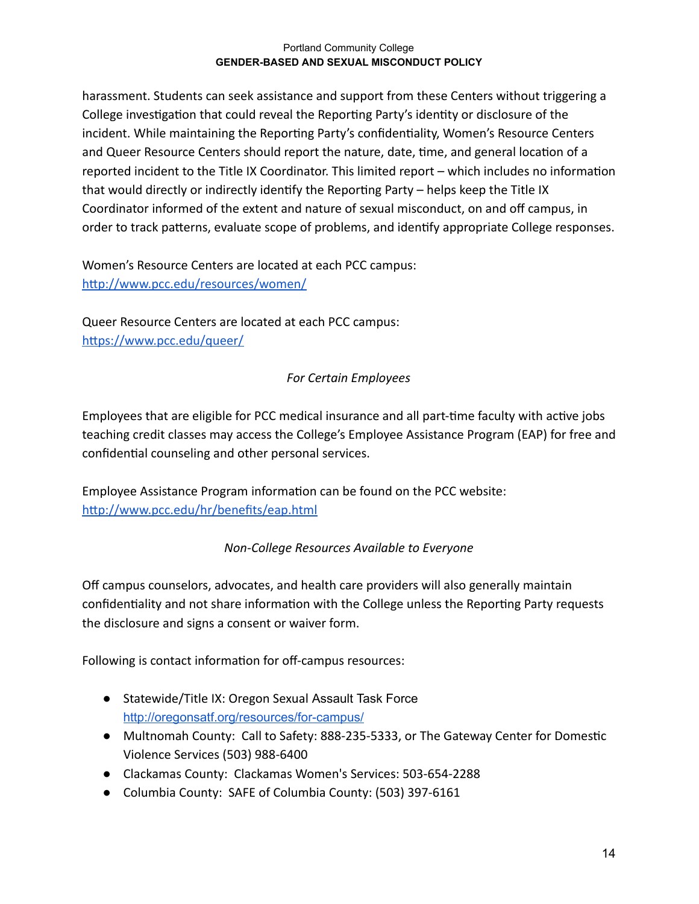harassment. Students can seek assistance and support from these Centers without triggering a College investigation that could reveal the Reporting Party's identity or disclosure of the incident. While maintaining the Reporting Party's confidentiality, Women's Resource Centers and Queer Resource Centers should report the nature, date, time, and general location of a reported incident to the Title IX Coordinator. This limited report – which includes no information that would directly or indirectly identify the Reporting Party – helps keep the Title IX Coordinator informed of the extent and nature of sexual misconduct, on and off campus, in order to track patterns, evaluate scope of problems, and identify appropriate College responses.

Women's Resource Centers are located at each PCC campus: [http://www.pcc.edu/resources/women/](http://www.pcc.edu/resources/women/)

Queer Resource Centers are located at each PCC campus: [https://www.pcc.edu/queer/](https://www.pcc.edu/queer/)

*For Certain Employees*

Employees that are eligible for PCC medical insurance and all part-time faculty with active jobs teaching credit classes may access the College's Employee Assistance Program (EAP) for free and confidential counseling and other personal services.

Employee Assistance Program information can be found on the PCC website: [http://www.pcc.edu/hr/benefits/eap.html](http://www.pcc.edu/hr/benefits/eap.html)

*Non-College Resources Available to Everyone*

Off campus counselors, advocates, and health care providers will also generally maintain confidentiality and not share information with the College unless the Reporting Party requests the disclosure and signs a consent or waiver form.

Following is contact information for off-campus resources:

- Statewide/Title IX: Oregon Sexual Assault Task Force [http://oregonsatf.org/resources/for-campus/](http://oregonsatf.org/resources/for-campus/)
- Multnomah County: Call to Safety: 888-235-5333, or The Gateway Center for Domestic Violence Services (503) 988-6400
- Clackamas County: Clackamas Women's Services: 503-654-2288
- Columbia County: SAFE of Columbia County: (503) 397-6161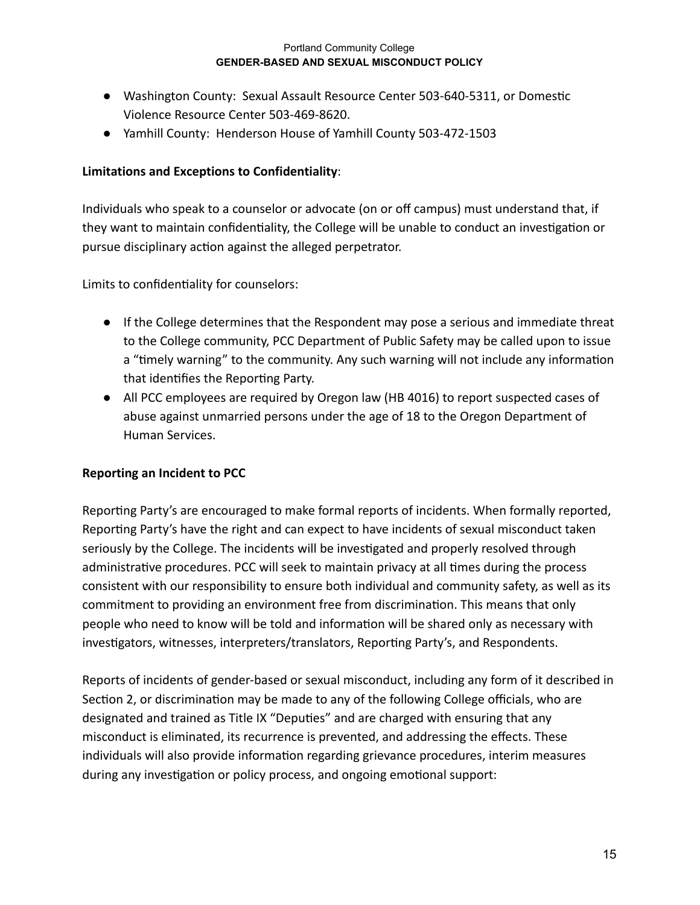- Washington County: Sexual Assault Resource Center 503-640-5311, or Domestic Violence Resource Center 503-469-8620.
- Yamhill County: Henderson House of Yamhill County 503-472-1503

**Limitations and Exceptions to Confidentiality**:

Individuals who speak to a counselor or advocate (on or off campus) must understand that, if they want to maintain confidentiality, the College will be unable to conduct an investigation or pursue disciplinary action against the alleged perpetrator.

Limits to confidentiality for counselors:

- If the College determines that the Respondent may pose a serious and immediate threat to the College community, PCC Department of Public Safety may be called upon to issue a "timely warning" to the community. Any such warning will not include any information that identifies the Reporting Party.
- All PCC employees are required by Oregon law (HB 4016) to report suspected cases of abuse against unmarried persons under the age of 18 to the Oregon Department of Human Services.

**Reporting an Incident to PCC**

Reporting Party's are encouraged to make formal reports of incidents. When formally reported, Reporting Party's have the right and can expect to have incidents of sexual misconduct taken seriously by the College. The incidents will be investigated and properly resolved through administrative procedures. PCC will seek to maintain privacy at all times during the process consistent with our responsibility to ensure both individual and community safety, as well as its commitment to providing an environment free from discrimination. This means that only people who need to know will be told and information will be shared only as necessary with investigators, witnesses, interpreters/translators, Reporting Party's, and Respondents.

Reports of incidents of gender-based or sexual misconduct, including any form of it described in Section 2, or discrimination may be made to any of the following College officials, who are designated and trained as Title IX "Deputies" and are charged with ensuring that any misconduct is eliminated, its recurrence is prevented, and addressing the effects. These individuals will also provide information regarding grievance procedures, interim measures during any investigation or policy process, and ongoing emotional support: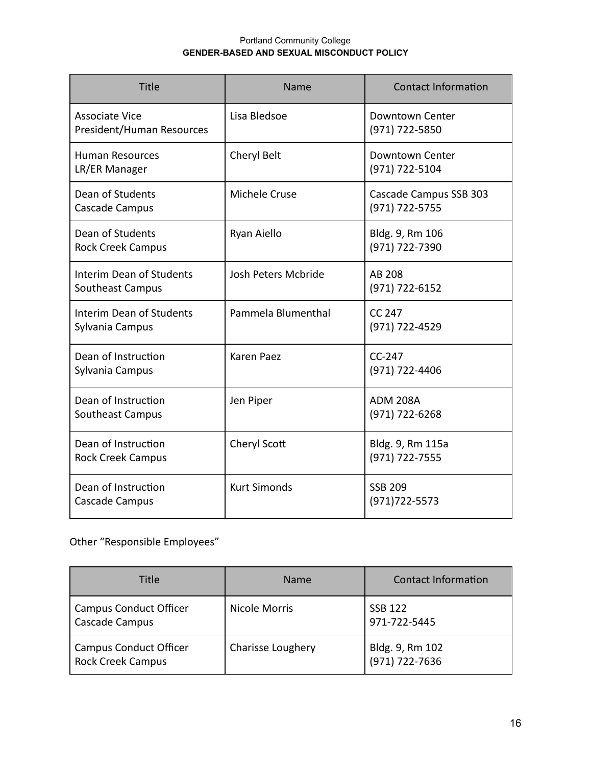| Title | Name | Contact Information |
| --- | --- | --- |
| Associate Vice President/Human Resources | Lisa Bledsoe | Downtown Center (971) 722-5850 |
| Human Resources LR/ER Manager | Cheryl Belt | Downtown Center (971) 722-5104 |
| Dean of Students Cascade Campus | Michele Cruse | Cascade Campus SSB 303 (971) 722-5755 |
| Dean of Students Rock Creek Campus | Ryan Aiello | Bldg. 9, Rm 106 (971) 722-7390 |
| Interim Dean of Students Southeast Campus | Josh Peters Mcbride | AB 208 (971) 722-6152 |
| Interim Dean of Students Sylvania Campus | Pammela Blumenthal | CC 247 (971) 722-4529 |
| Dean of Instruction Sylvania Campus | Karen Paez | CC-247 (971) 722-4406 |
| Dean of Instruction Southeast Campus | Jen Piper | ADM 208A (971) 722-6268 |
| Dean of Instruction Rock Creek Campus | Cheryl Scott | Bldg. 9, Rm 115a (971) 722-7555 |
| Dean of Instruction Cascade Campus | Kurt Simonds | SSB 209 (971)722-5573 |

Other "Responsible Employees"

| Title | Name | Contact Information |
| --- | --- | --- |
| Campus Conduct Officer Cascade Campus | Nicole Morris | SSB 122 971-722-5445 |
| Campus Conduct Officer Rock Creek Campus | Charisse Loughery | Bldg. 9, Rm 102 (971) 722-7636 |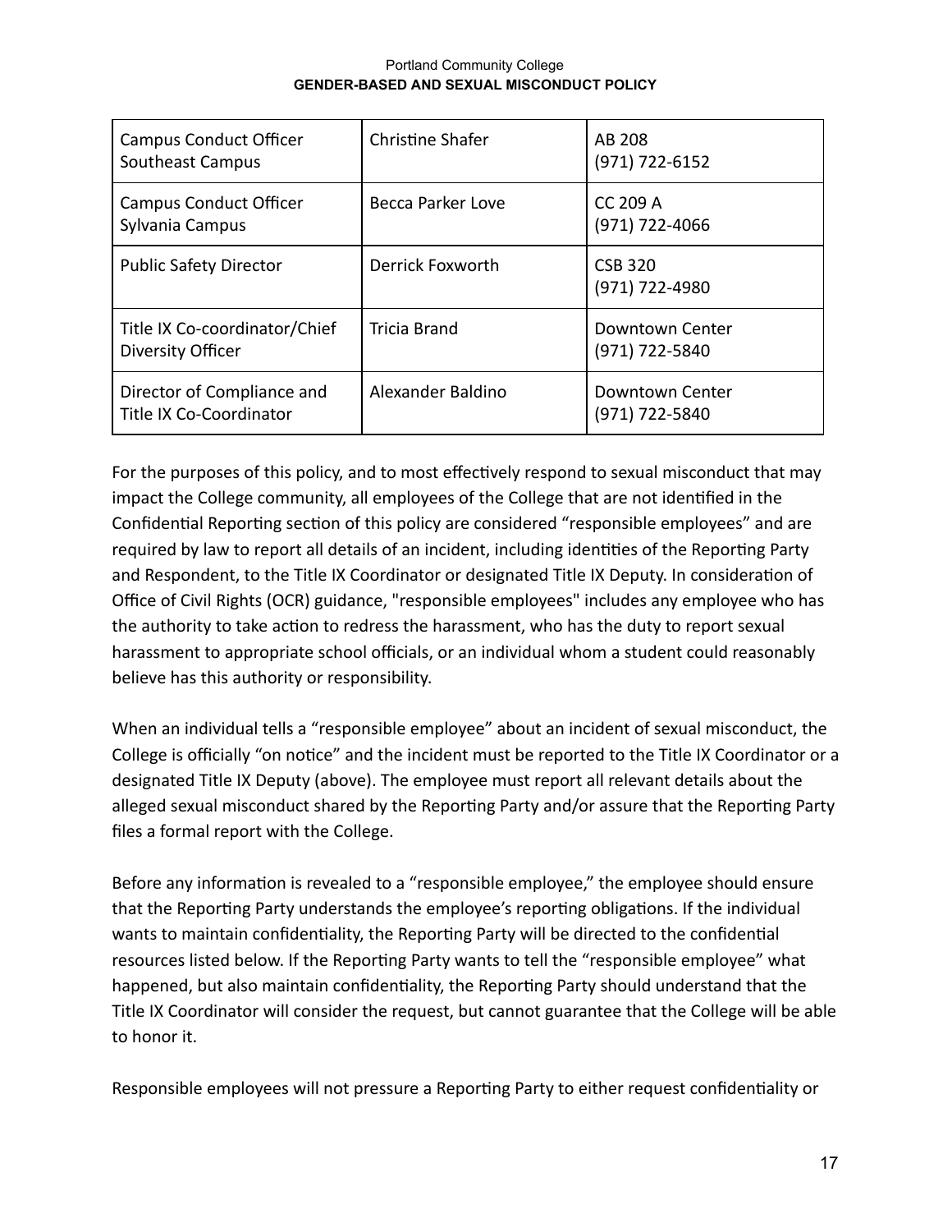| Campus Conduct Officer Southeast Campus | Christine Shafer | AB 208 (971) 722-6152 |
|---|---|---|
| Campus Conduct Officer Sylvania Campus | Becca Parker Love | CC 209 A (971) 722-4066 |
| Public Safety Director | Derrick Foxworth | CSB 320 (971) 722-4980 |
| Title IX Co-coordinator/Chief Diversity Officer | Tricia Brand | Downtown Center (971) 722-5840 |
| Director of Compliance and Title IX Co-Coordinator | Alexander Baldino | Downtown Center (971) 722-5840 |

For the purposes of this policy, and to most effectively respond to sexual misconduct that may impact the College community, all employees of the College that are not identified in the Confidential Reporting section of this policy are considered "responsible employees" and are required by law to report all details of an incident, including identities of the Reporting Party and Respondent, to the Title IX Coordinator or designated Title IX Deputy. In consideration of Office of Civil Rights (OCR) guidance, "responsible employees" includes any employee who has the authority to take action to redress the harassment, who has the duty to report sexual harassment to appropriate school officials, or an individual whom a student could reasonably believe has this authority or responsibility.

When an individual tells a "responsible employee" about an incident of sexual misconduct, the College is officially "on notice" and the incident must be reported to the Title IX Coordinator or a designated Title IX Deputy (above). The employee must report all relevant details about the alleged sexual misconduct shared by the Reporting Party and/or assure that the Reporting Party files a formal report with the College.

Before any information is revealed to a "responsible employee," the employee should ensure that the Reporting Party understands the employee's reporting obligations. If the individual wants to maintain confidentiality, the Reporting Party will be directed to the confidential resources listed below. If the Reporting Party wants to tell the "responsible employee" what happened, but also maintain confidentiality, the Reporting Party should understand that the Title IX Coordinator will consider the request, but cannot guarantee that the College will be able to honor it.

Responsible employees will not pressure a Reporting Party to either request confidentiality or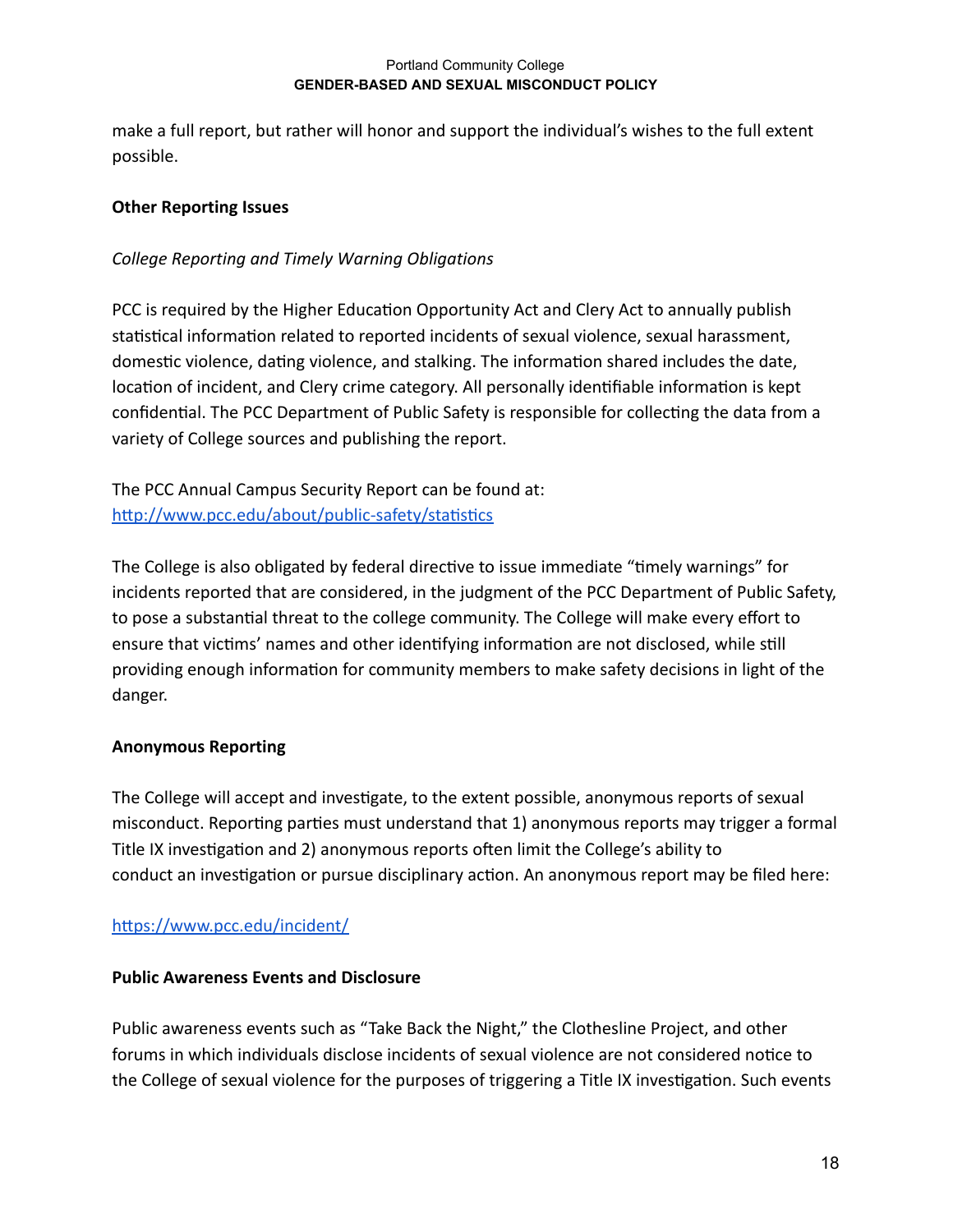make a full report, but rather will honor and support the individual's wishes to the full extent possible.

**Other Reporting Issues**

*College Reporting and Timely Warning Obligations*

PCC is required by the Higher Education Opportunity Act and Clery Act to annually publish statistical information related to reported incidents of sexual violence, sexual harassment, domestic violence, dating violence, and stalking. The information shared includes the date, location of incident, and Clery crime category. All personally identifiable information is kept confidential. The PCC Department of Public Safety is responsible for collecting the data from a variety of College sources and publishing the report.

The PCC Annual Campus Security Report can be found at: [http://www.pcc.edu/about/public-safety/statistics](http://www.pcc.edu/about/public-safety/statistics)

The College is also obligated by federal directive to issue immediate "timely warnings" for incidents reported that are considered, in the judgment of the PCC Department of Public Safety, to pose a substantial threat to the college community. The College will make every effort to ensure that victims' names and other identifying information are not disclosed, while still providing enough information for community members to make safety decisions in light of the danger.

**Anonymous Reporting**

The College will accept and investigate, to the extent possible, anonymous reports of sexual misconduct. Reporting parties must understand that 1) anonymous reports may trigger a formal Title IX investigation and 2) anonymous reports often limit the College's ability to conduct an investigation or pursue disciplinary action. An anonymous report may be filed here:

[https://www.pcc.edu/incident/](https://www.pcc.edu/incident/)

**Public Awareness Events and Disclosure**

Public awareness events such as "Take Back the Night," the Clothesline Project, and other forums in which individuals disclose incidents of sexual violence are not considered notice to the College of sexual violence for the purposes of triggering a Title IX investigation. Such events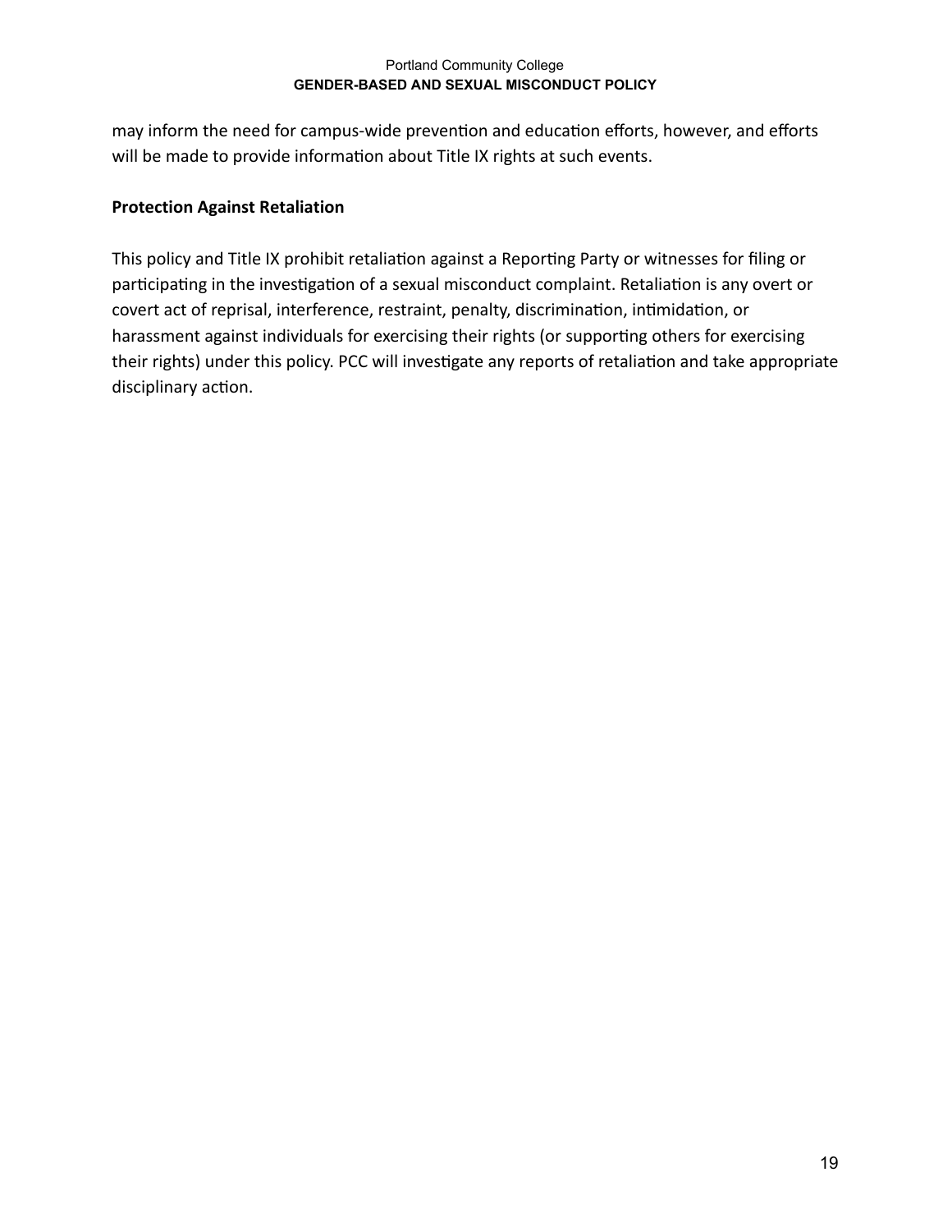may inform the need for campus-wide prevention and education efforts, however, and efforts will be made to provide information about Title IX rights at such events.

**Protection Against Retaliation**

This policy and Title IX prohibit retaliation against a Reporting Party or witnesses for filing or participating in the investigation of a sexual misconduct complaint. Retaliation is any overt or covert act of reprisal, interference, restraint, penalty, discrimination, intimidation, or harassment against individuals for exercising their rights (or supporting others for exercising their rights) under this policy. PCC will investigate any reports of retaliation and take appropriate disciplinary action.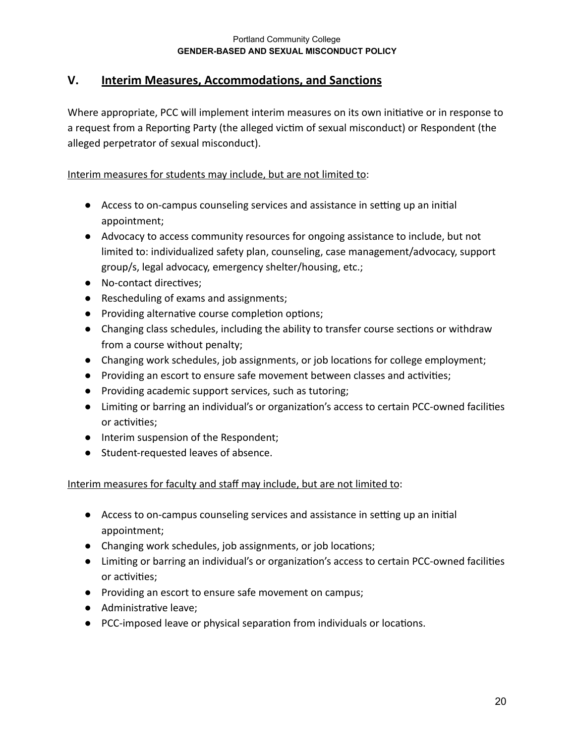## V. Interim Measures, Accommodations, and Sanctions

Where appropriate, PCC will implement interim measures on its own initiative or in response to a request from a Reporting Party (the alleged victim of sexual misconduct) or Respondent (the alleged perpetrator of sexual misconduct).

Interim measures for students may include, but are not limited to:

- Access to on-campus counseling services and assistance in setting up an initial appointment;
- Advocacy to access community resources for ongoing assistance to include, but not limited to: individualized safety plan, counseling, case management/advocacy, support group/s, legal advocacy, emergency shelter/housing, etc.;
- No-contact directives;
- Rescheduling of exams and assignments;
- Providing alternative course completion options;
- Changing class schedules, including the ability to transfer course sections or withdraw from a course without penalty;
- Changing work schedules, job assignments, or job locations for college employment;
- Providing an escort to ensure safe movement between classes and activities;
- Providing academic support services, such as tutoring;
- Limiting or barring an individual's or organization's access to certain PCC-owned facilities or activities;
- Interim suspension of the Respondent;
- Student-requested leaves of absence.

Interim measures for faculty and staff may include, but are not limited to:

- Access to on-campus counseling services and assistance in setting up an initial appointment;
- Changing work schedules, job assignments, or job locations;
- Limiting or barring an individual's or organization's access to certain PCC-owned facilities or activities;
- Providing an escort to ensure safe movement on campus;
- Administrative leave;
- PCC-imposed leave or physical separation from individuals or locations.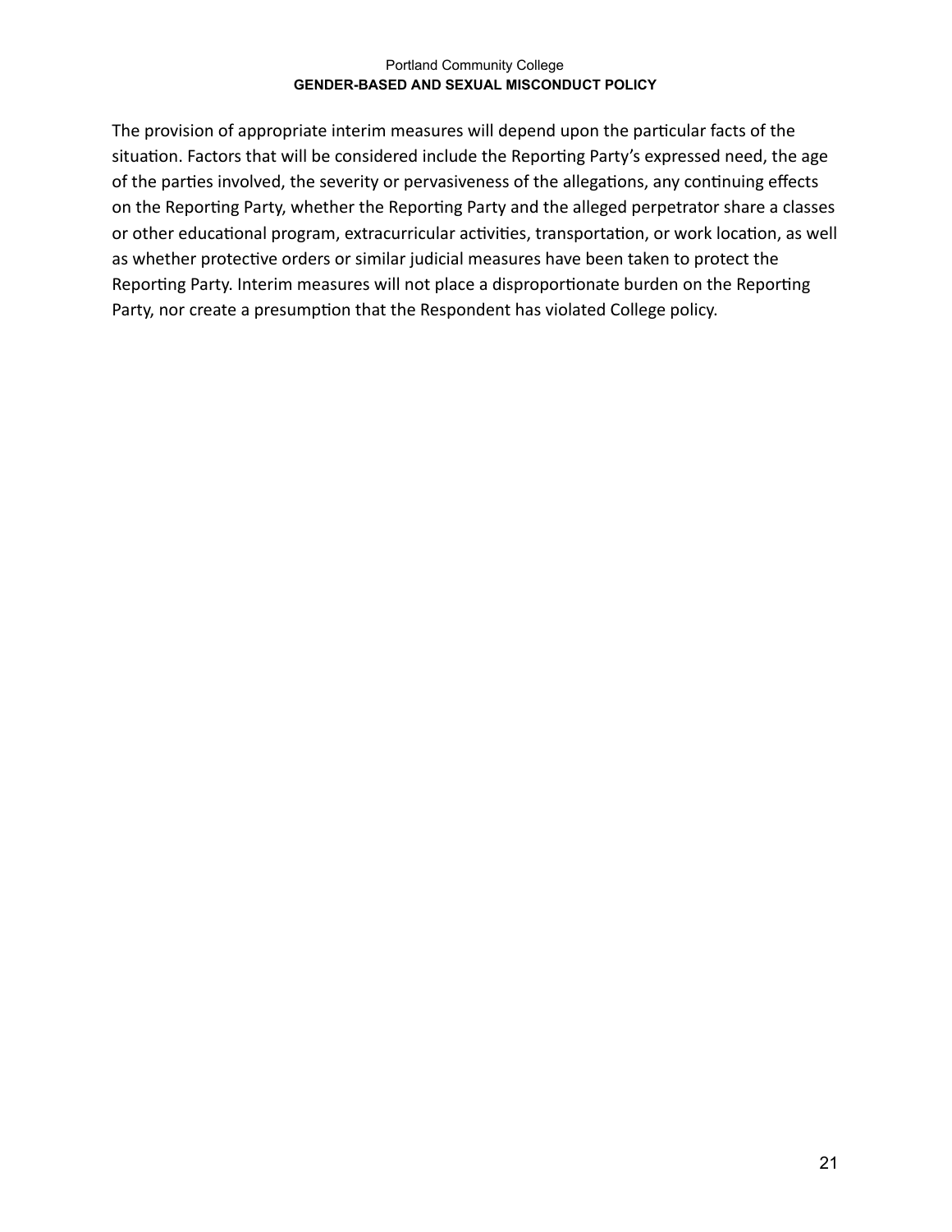The provision of appropriate interim measures will depend upon the particular facts of the situation. Factors that will be considered include the Reporting Party's expressed need, the age of the parties involved, the severity or pervasiveness of the allegations, any continuing effects on the Reporting Party, whether the Reporting Party and the alleged perpetrator share a classes or other educational program, extracurricular activities, transportation, or work location, as well as whether protective orders or similar judicial measures have been taken to protect the Reporting Party. Interim measures will not place a disproportionate burden on the Reporting Party, nor create a presumption that the Respondent has violated College policy.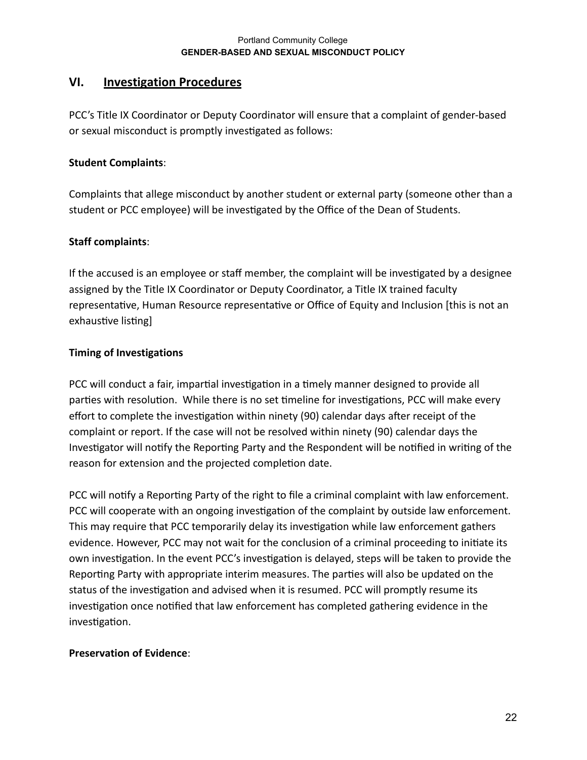## VI. Investigation Procedures

PCC's Title IX Coordinator or Deputy Coordinator will ensure that a complaint of gender-based or sexual misconduct is promptly investigated as follows:

**Student Complaints**:

Complaints that allege misconduct by another student or external party (someone other than a student or PCC employee) will be investigated by the Office of the Dean of Students.

**Staff complaints**:

If the accused is an employee or staff member, the complaint will be investigated by a designee assigned by the Title IX Coordinator or Deputy Coordinator, a Title IX trained faculty representative, Human Resource representative or Office of Equity and Inclusion [this is not an exhaustive listing]

**Timing of Investigations**

PCC will conduct a fair, impartial investigation in a timely manner designed to provide all parties with resolution. While there is no set timeline for investigations, PCC will make every effort to complete the investigation within ninety (90) calendar days after receipt of the complaint or report. If the case will not be resolved within ninety (90) calendar days the Investigator will notify the Reporting Party and the Respondent will be notified in writing of the reason for extension and the projected completion date.

PCC will notify a Reporting Party of the right to file a criminal complaint with law enforcement. PCC will cooperate with an ongoing investigation of the complaint by outside law enforcement. This may require that PCC temporarily delay its investigation while law enforcement gathers evidence. However, PCC may not wait for the conclusion of a criminal proceeding to initiate its own investigation. In the event PCC's investigation is delayed, steps will be taken to provide the Reporting Party with appropriate interim measures. The parties will also be updated on the status of the investigation and advised when it is resumed. PCC will promptly resume its investigation once notified that law enforcement has completed gathering evidence in the investigation.

**Preservation of Evidence**: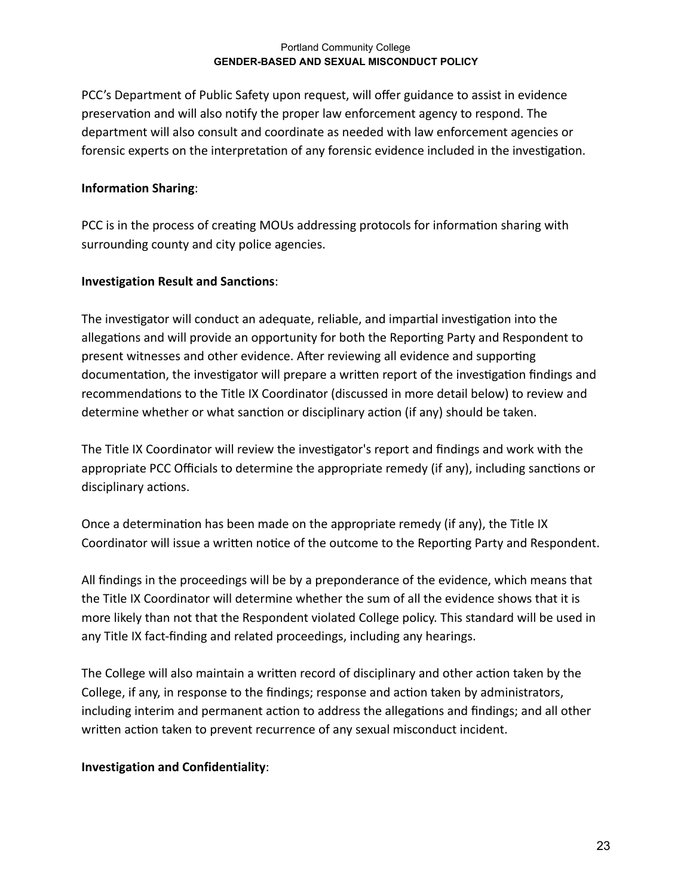PCC's Department of Public Safety upon request, will offer guidance to assist in evidence preservation and will also notify the proper law enforcement agency to respond. The department will also consult and coordinate as needed with law enforcement agencies or forensic experts on the interpretation of any forensic evidence included in the investigation.

**Information Sharing**:

PCC is in the process of creating MOUs addressing protocols for information sharing with surrounding county and city police agencies.

**Investigation Result and Sanctions**:

The investigator will conduct an adequate, reliable, and impartial investigation into the allegations and will provide an opportunity for both the Reporting Party and Respondent to present witnesses and other evidence. After reviewing all evidence and supporting documentation, the investigator will prepare a written report of the investigation findings and recommendations to the Title IX Coordinator (discussed in more detail below) to review and determine whether or what sanction or disciplinary action (if any) should be taken.

The Title IX Coordinator will review the investigator's report and findings and work with the appropriate PCC Officials to determine the appropriate remedy (if any), including sanctions or disciplinary actions.

Once a determination has been made on the appropriate remedy (if any), the Title IX Coordinator will issue a written notice of the outcome to the Reporting Party and Respondent.

All findings in the proceedings will be by a preponderance of the evidence, which means that the Title IX Coordinator will determine whether the sum of all the evidence shows that it is more likely than not that the Respondent violated College policy. This standard will be used in any Title IX fact-finding and related proceedings, including any hearings.

The College will also maintain a written record of disciplinary and other action taken by the College, if any, in response to the findings; response and action taken by administrators, including interim and permanent action to address the allegations and findings; and all other written action taken to prevent recurrence of any sexual misconduct incident.

**Investigation and Confidentiality**: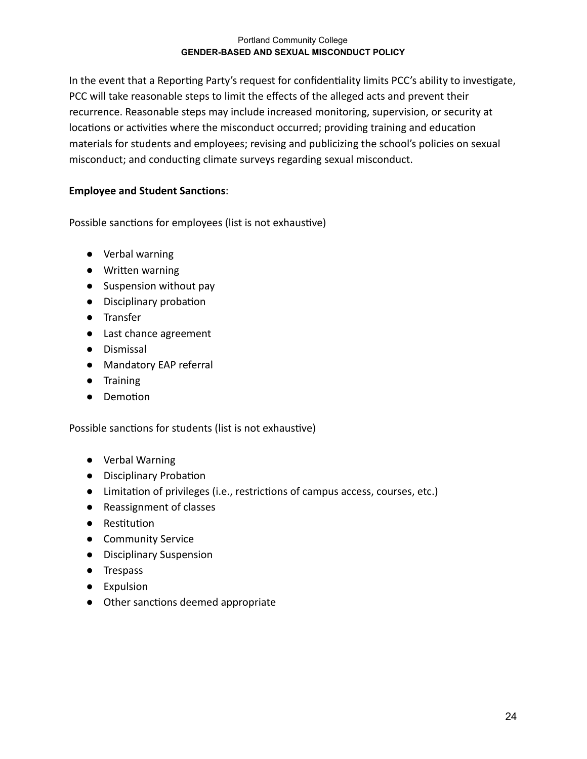In the event that a Reporting Party's request for confidentiality limits PCC's ability to investigate, PCC will take reasonable steps to limit the effects of the alleged acts and prevent their recurrence. Reasonable steps may include increased monitoring, supervision, or security at locations or activities where the misconduct occurred; providing training and education materials for students and employees; revising and publicizing the school's policies on sexual misconduct; and conducting climate surveys regarding sexual misconduct.

**Employee and Student Sanctions**:

Possible sanctions for employees (list is not exhaustive)

- Verbal warning
- Written warning
- Suspension without pay
- Disciplinary probation
- Transfer
- Last chance agreement
- Dismissal
- Mandatory EAP referral
- Training
- Demotion

Possible sanctions for students (list is not exhaustive)

- Verbal Warning
- Disciplinary Probation
- Limitation of privileges (i.e., restrictions of campus access, courses, etc.)
- Reassignment of classes
- Restitution
- Community Service
- Disciplinary Suspension
- Trespass
- Expulsion
- Other sanctions deemed appropriate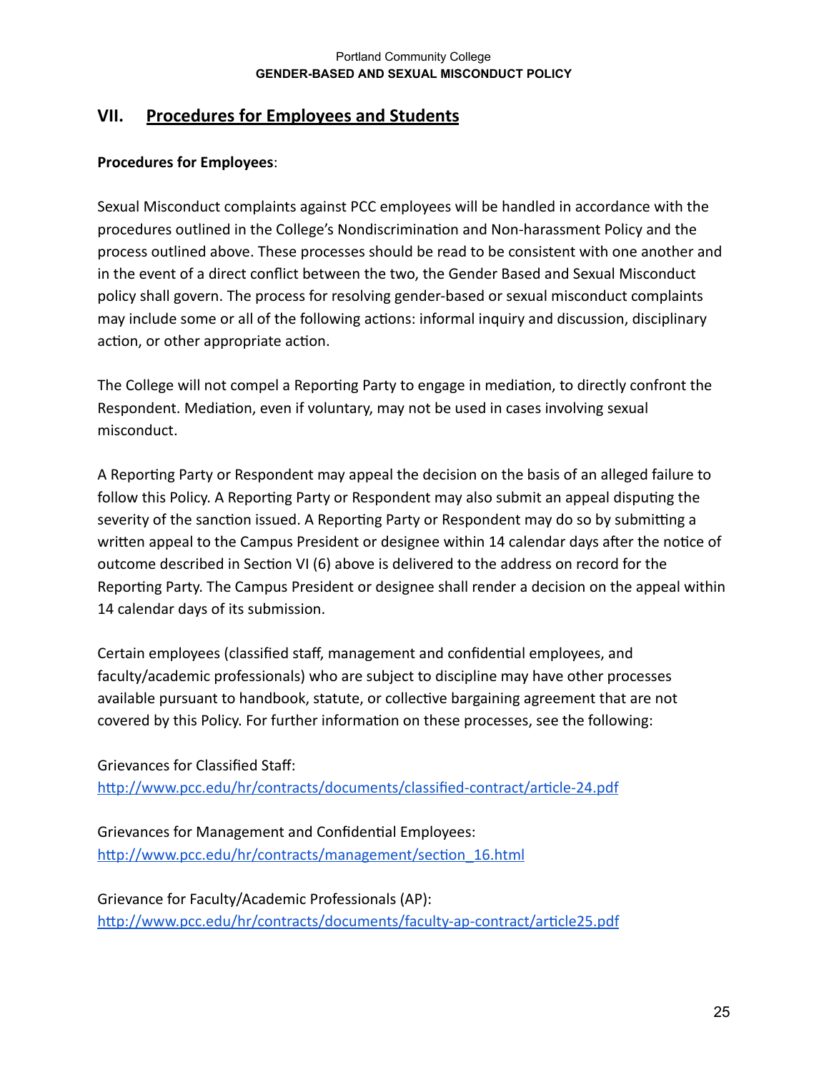## VII. Procedures for Employees and Students

**Procedures for Employees**:

Sexual Misconduct complaints against PCC employees will be handled in accordance with the procedures outlined in the College's Nondiscrimination and Non-harassment Policy and the process outlined above. These processes should be read to be consistent with one another and in the event of a direct conflict between the two, the Gender Based and Sexual Misconduct policy shall govern. The process for resolving gender-based or sexual misconduct complaints may include some or all of the following actions: informal inquiry and discussion, disciplinary action, or other appropriate action.

The College will not compel a Reporting Party to engage in mediation, to directly confront the Respondent. Mediation, even if voluntary, may not be used in cases involving sexual misconduct.

A Reporting Party or Respondent may appeal the decision on the basis of an alleged failure to follow this Policy. A Reporting Party or Respondent may also submit an appeal disputing the severity of the sanction issued. A Reporting Party or Respondent may do so by submitting a written appeal to the Campus President or designee within 14 calendar days after the notice of outcome described in Section VI (6) above is delivered to the address on record for the Reporting Party. The Campus President or designee shall render a decision on the appeal within 14 calendar days of its submission.

Certain employees (classified staff, management and confidential employees, and faculty/academic professionals) who are subject to discipline may have other processes available pursuant to handbook, statute, or collective bargaining agreement that are not covered by this Policy. For further information on these processes, see the following:

Grievances for Classified Staff:
http://www.pcc.edu/hr/contracts/documents/classified-contract/article-24.pdf

Grievances for Management and Confidential Employees:
http://www.pcc.edu/hr/contracts/management/section_16.html

Grievance for Faculty/Academic Professionals (AP):
http://www.pcc.edu/hr/contracts/documents/faculty-ap-contract/article25.pdf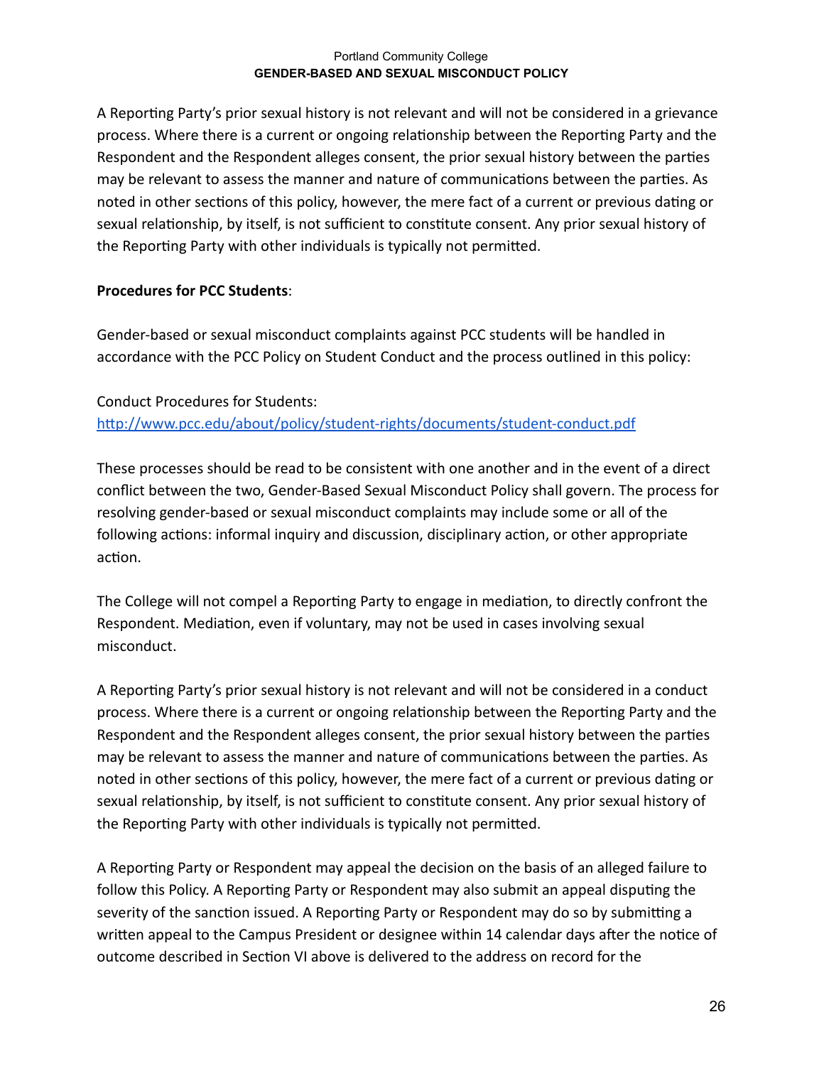A Reporting Party's prior sexual history is not relevant and will not be considered in a grievance process. Where there is a current or ongoing relationship between the Reporting Party and the Respondent and the Respondent alleges consent, the prior sexual history between the parties may be relevant to assess the manner and nature of communications between the parties. As noted in other sections of this policy, however, the mere fact of a current or previous dating or sexual relationship, by itself, is not sufficient to constitute consent. Any prior sexual history of the Reporting Party with other individuals is typically not permitted.

**Procedures for PCC Students**:

Gender-based or sexual misconduct complaints against PCC students will be handled in accordance with the PCC Policy on Student Conduct and the process outlined in this policy:

Conduct Procedures for Students:
[http://www.pcc.edu/about/policy/student-rights/documents/student-conduct.pdf](http://www.pcc.edu/about/policy/student-rights/documents/student-conduct.pdf)

These processes should be read to be consistent with one another and in the event of a direct conflict between the two, Gender-Based Sexual Misconduct Policy shall govern. The process for resolving gender-based or sexual misconduct complaints may include some or all of the following actions: informal inquiry and discussion, disciplinary action, or other appropriate action.

The College will not compel a Reporting Party to engage in mediation, to directly confront the Respondent. Mediation, even if voluntary, may not be used in cases involving sexual misconduct.

A Reporting Party's prior sexual history is not relevant and will not be considered in a conduct process. Where there is a current or ongoing relationship between the Reporting Party and the Respondent and the Respondent alleges consent, the prior sexual history between the parties may be relevant to assess the manner and nature of communications between the parties. As noted in other sections of this policy, however, the mere fact of a current or previous dating or sexual relationship, by itself, is not sufficient to constitute consent. Any prior sexual history of the Reporting Party with other individuals is typically not permitted.

A Reporting Party or Respondent may appeal the decision on the basis of an alleged failure to follow this Policy. A Reporting Party or Respondent may also submit an appeal disputing the severity of the sanction issued. A Reporting Party or Respondent may do so by submitting a written appeal to the Campus President or designee within 14 calendar days after the notice of outcome described in Section VI above is delivered to the address on record for the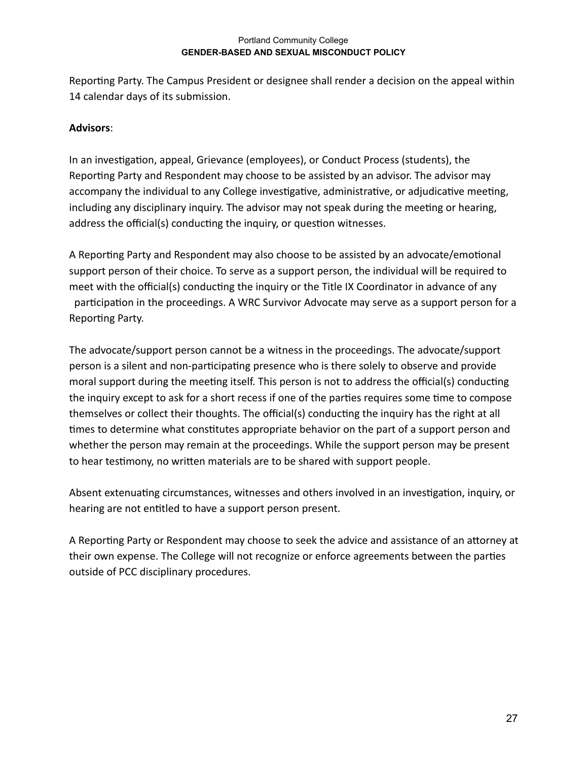Reporting Party. The Campus President or designee shall render a decision on the appeal within 14 calendar days of its submission.

**Advisors**:

In an investigation, appeal, Grievance (employees), or Conduct Process (students), the Reporting Party and Respondent may choose to be assisted by an advisor. The advisor may accompany the individual to any College investigative, administrative, or adjudicative meeting, including any disciplinary inquiry. The advisor may not speak during the meeting or hearing, address the official(s) conducting the inquiry, or question witnesses.

A Reporting Party and Respondent may also choose to be assisted by an advocate/emotional support person of their choice. To serve as a support person, the individual will be required to meet with the official(s) conducting the inquiry or the Title IX Coordinator in advance of any participation in the proceedings. A WRC Survivor Advocate may serve as a support person for a Reporting Party.

The advocate/support person cannot be a witness in the proceedings. The advocate/support person is a silent and non-participating presence who is there solely to observe and provide moral support during the meeting itself. This person is not to address the official(s) conducting the inquiry except to ask for a short recess if one of the parties requires some time to compose themselves or collect their thoughts. The official(s) conducting the inquiry has the right at all times to determine what constitutes appropriate behavior on the part of a support person and whether the person may remain at the proceedings. While the support person may be present to hear testimony, no written materials are to be shared with support people.

Absent extenuating circumstances, witnesses and others involved in an investigation, inquiry, or hearing are not entitled to have a support person present.

A Reporting Party or Respondent may choose to seek the advice and assistance of an attorney at their own expense. The College will not recognize or enforce agreements between the parties outside of PCC disciplinary procedures.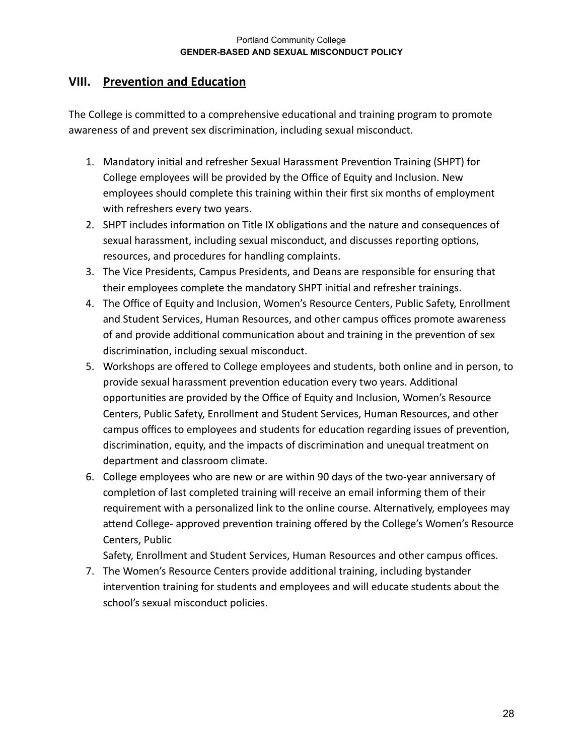## VIII. Prevention and Education

The College is committed to a comprehensive educational and training program to promote awareness of and prevent sex discrimination, including sexual misconduct.

1. Mandatory initial and refresher Sexual Harassment Prevention Training (SHPT) for College employees will be provided by the Office of Equity and Inclusion. New employees should complete this training within their first six months of employment with refreshers every two years.
2. SHPT includes information on Title IX obligations and the nature and consequences of sexual harassment, including sexual misconduct, and discusses reporting options, resources, and procedures for handling complaints.
3. The Vice Presidents, Campus Presidents, and Deans are responsible for ensuring that their employees complete the mandatory SHPT initial and refresher trainings.
4. The Office of Equity and Inclusion, Women's Resource Centers, Public Safety, Enrollment and Student Services, Human Resources, and other campus offices promote awareness of and provide additional communication about and training in the prevention of sex discrimination, including sexual misconduct.
5. Workshops are offered to College employees and students, both online and in person, to provide sexual harassment prevention education every two years. Additional opportunities are provided by the Office of Equity and Inclusion, Women's Resource Centers, Public Safety, Enrollment and Student Services, Human Resources, and other campus offices to employees and students for education regarding issues of prevention, discrimination, equity, and the impacts of discrimination and unequal treatment on department and classroom climate.
6. College employees who are new or are within 90 days of the two-year anniversary of completion of last completed training will receive an email informing them of their requirement with a personalized link to the online course. Alternatively, employees may attend College- approved prevention training offered by the College's Women's Resource Centers, Public Safety, Enrollment and Student Services, Human Resources and other campus offices.
7. The Women's Resource Centers provide additional training, including bystander intervention training for students and employees and will educate students about the school's sexual misconduct policies.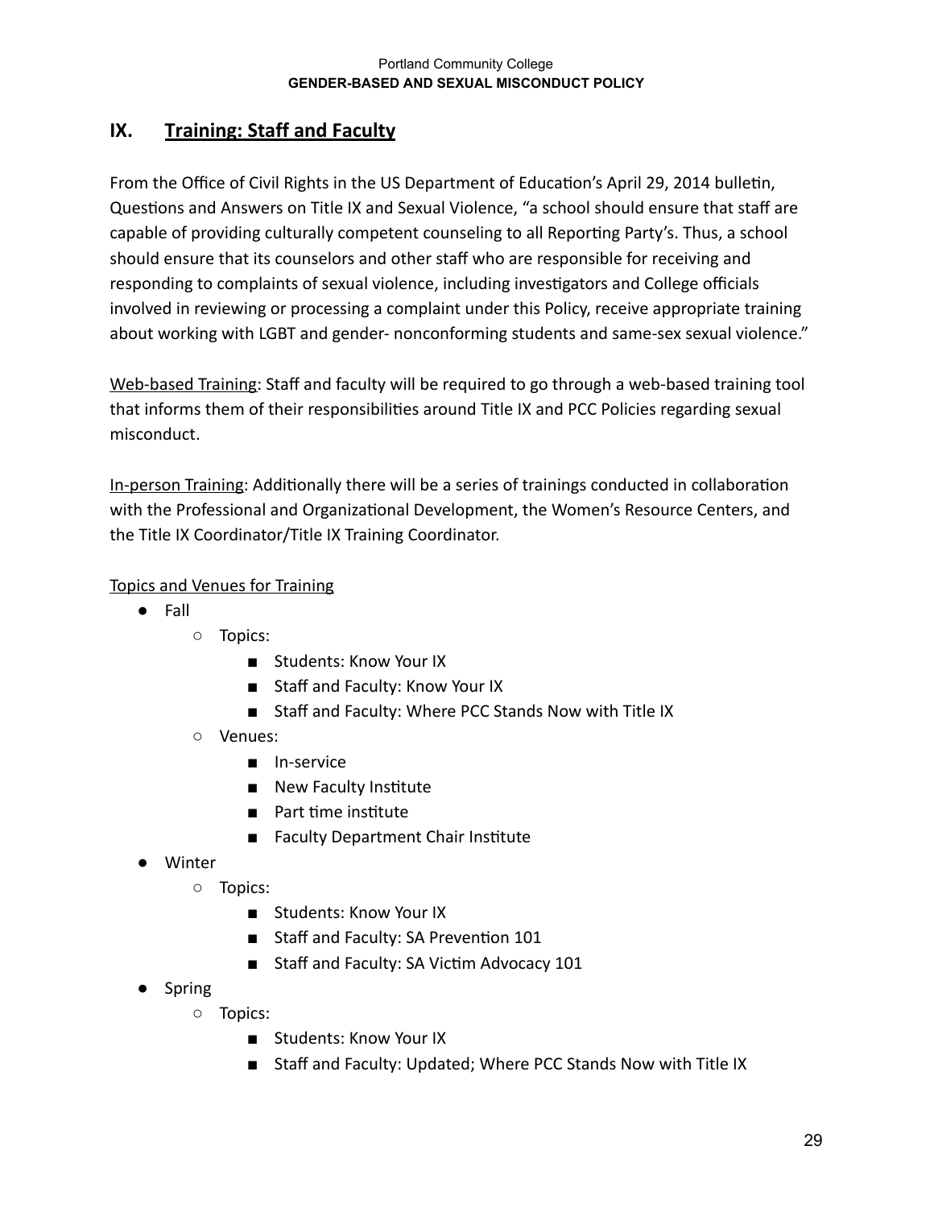## IX. Training: Staff and Faculty

From the Office of Civil Rights in the US Department of Education's April 29, 2014 bulletin, Questions and Answers on Title IX and Sexual Violence, "a school should ensure that staff are capable of providing culturally competent counseling to all Reporting Party's. Thus, a school should ensure that its counselors and other staff who are responsible for receiving and responding to complaints of sexual violence, including investigators and College officials involved in reviewing or processing a complaint under this Policy, receive appropriate training about working with LGBT and gender- nonconforming students and same-sex sexual violence."

Web-based Training: Staff and faculty will be required to go through a web-based training tool that informs them of their responsibilities around Title IX and PCC Policies regarding sexual misconduct.

In-person Training: Additionally there will be a series of trainings conducted in collaboration with the Professional and Organizational Development, the Women's Resource Centers, and the Title IX Coordinator/Title IX Training Coordinator.

Topics and Venues for Training

- Fall
  - Topics:
    - Students: Know Your IX
    - Staff and Faculty: Know Your IX
    - Staff and Faculty: Where PCC Stands Now with Title IX
  - Venues:
    - In-service
    - New Faculty Institute
    - Part time institute
    - Faculty Department Chair Institute
- Winter
  - Topics:
    - Students: Know Your IX
    - Staff and Faculty: SA Prevention 101
    - Staff and Faculty: SA Victim Advocacy 101
- Spring
  - Topics:
    - Students: Know Your IX
    - Staff and Faculty: Updated; Where PCC Stands Now with Title IX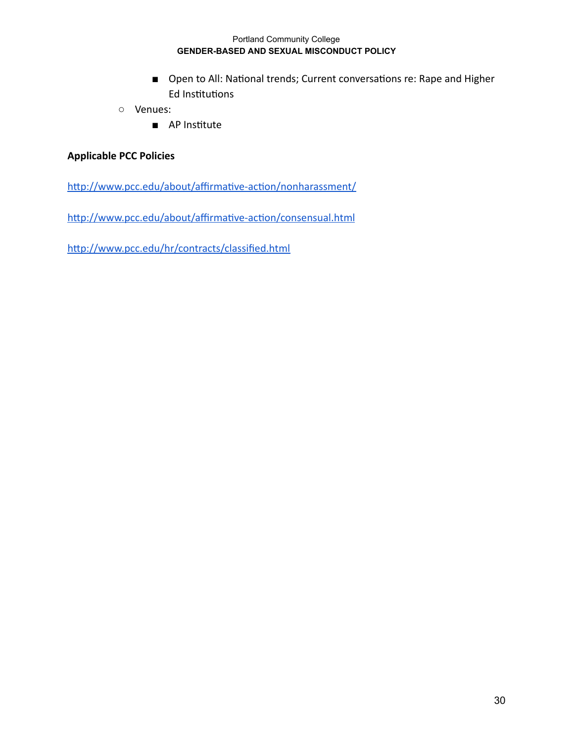- Open to All: National trends; Current conversations re: Rape and Higher Ed Institutions
    - Venues:
        - AP Institute

**Applicable PCC Policies**

http://www.pcc.edu/about/affirmative-action/nonharassment/

http://www.pcc.edu/about/affirmative-action/consensual.html

http://www.pcc.edu/hr/contracts/classified.html